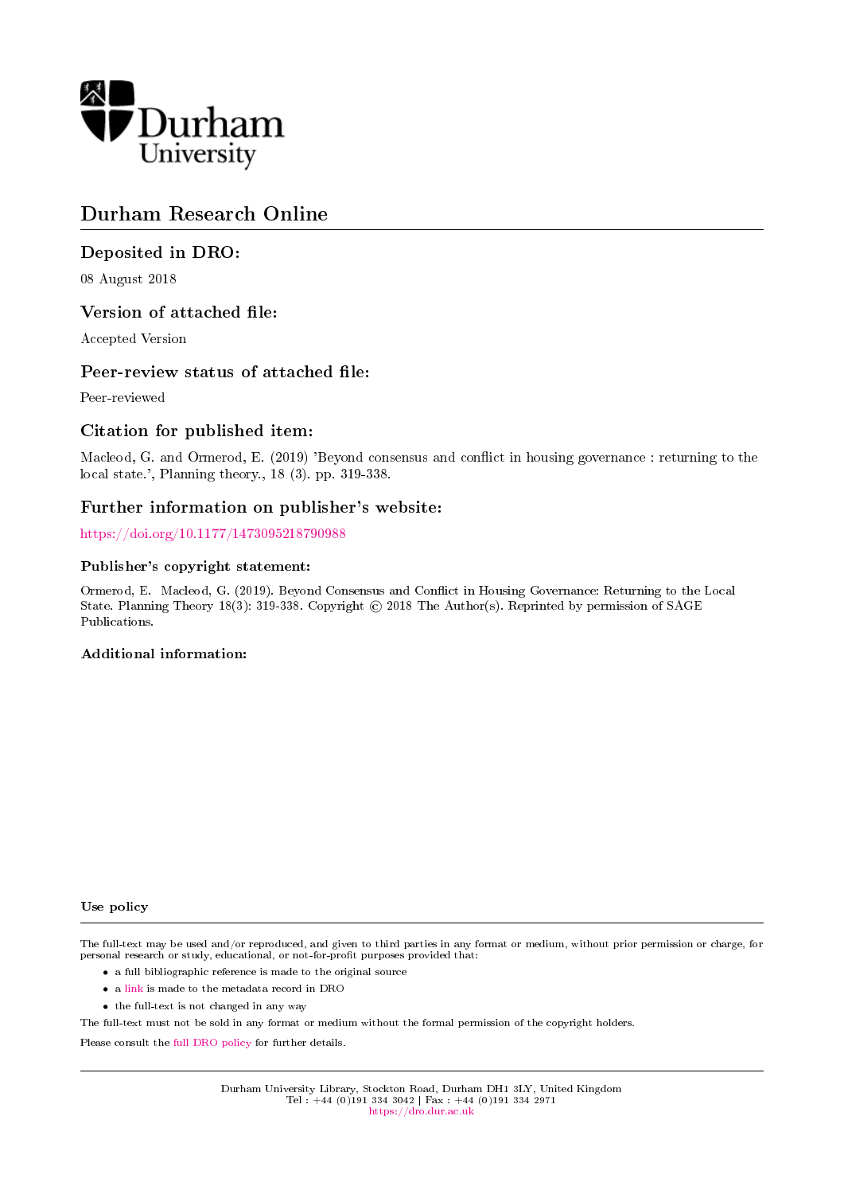Durham University

# Durham Research Online

## Deposited in DRO:

08 August 2018

## Version of attached file:

Accepted Version

## Peer-review status of attached file:

Peer-reviewed

## Citation for published item:

Macleod, G. and Ormerod, E. (2019) 'Beyond consensus and conflict in housing governance : returning to the local state.', Planning theory., 18 (3). pp. 319-338.

## Further information on publisher's website:

https://doi.org/10.1177/1473095218790988

### Publisher's copyright statement:

Ormerod, E. Macleod, G. (2019). Beyond Consensus and Conflict in Housing Governance: Returning to the Local State. Planning Theory 18(3): 319-338. Copyright © 2018 The Author(s). Reprinted by permission of SAGE Publications.

### Additional information:

### Use policy

The full-text may be used and/or reproduced, and given to third parties in any format or medium, without prior permission or charge, for personal research or study, educational, or not-for-profit purposes provided that:

- a full bibliographic reference is made to the original source
- a link is made to the metadata record in DRO
- the full-text is not changed in any way

The full-text must not be sold in any format or medium without the formal permission of the copyright holders.

Please consult the full DRO policy for further details.

Durham University Library, Stockton Road, Durham DH1 3LY, United Kingdom
Tel : +44 (0)191 334 3042 | Fax : +44 (0)191 334 2971
https://dro.dur.ac.uk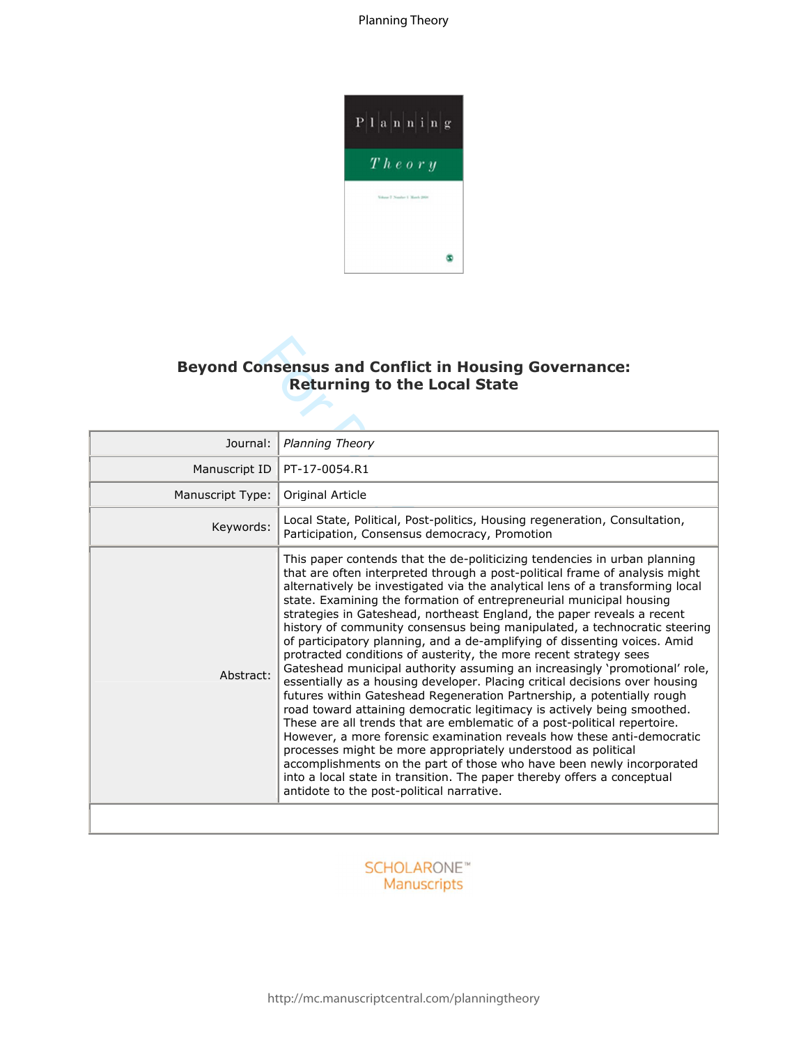# Beyond Consensus and Conflict in Housing Governance: Returning to the Local State

| Journal: | *Planning Theory* |
|---|---|
| Manuscript ID | PT-17-0054.R1 |
| Manuscript Type: | Original Article |
| Keywords: | Local State, Political, Post-politics, Housing regeneration, Consultation, Participation, Consensus democracy, Promotion |
| Abstract: | This paper contends that the de-politicizing tendencies in urban planning that are often interpreted through a post-political frame of analysis might alternatively be investigated via the analytical lens of a transforming local state. Examining the formation of entrepreneurial municipal housing strategies in Gateshead, northeast England, the paper reveals a recent history of community consensus being manipulated, a technocratic steering of participatory planning, and a de-amplifying of dissenting voices. Amid protracted conditions of austerity, the more recent strategy sees Gateshead municipal authority assuming an increasingly 'promotional' role, essentially as a housing developer. Placing critical decisions over housing futures within Gateshead Regeneration Partnership, a potentially rough road toward attaining democratic legitimacy is actively being smoothed. These are all trends that are emblematic of a post-political repertoire. However, a more forensic examination reveals how these anti-democratic processes might be more appropriately understood as political accomplishments on the part of those who have been newly incorporated into a local state in transition. The paper thereby offers a conceptual antidote to the post-political narrative. |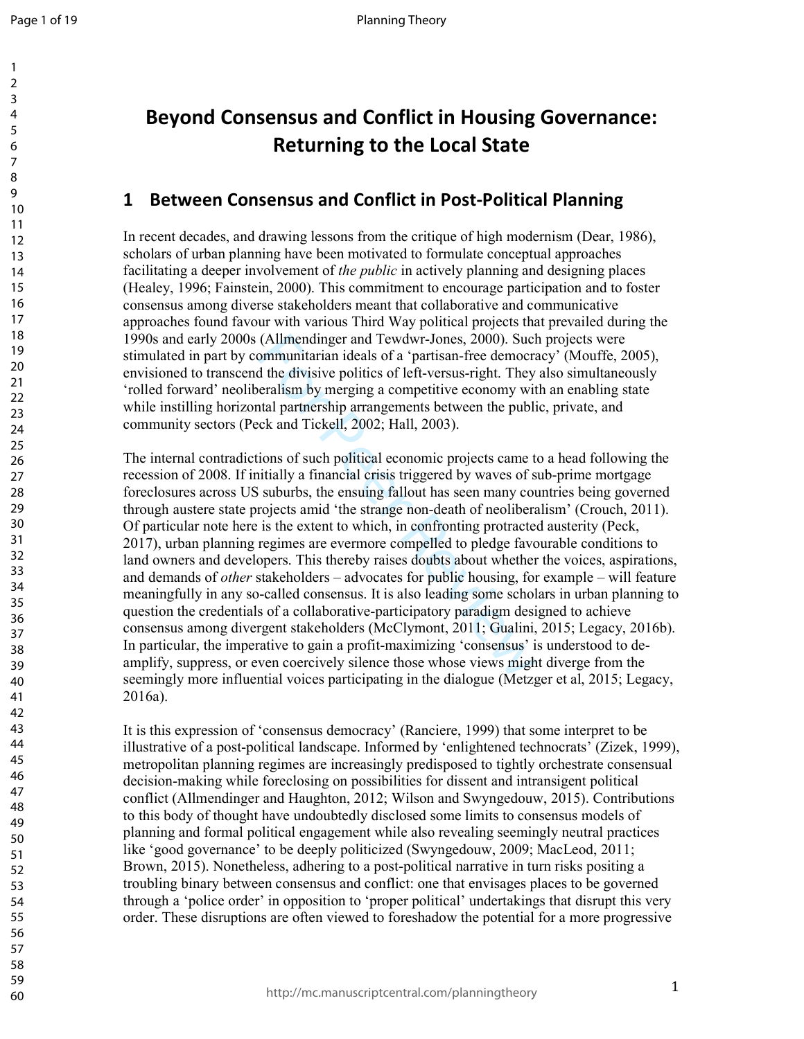# Beyond Consensus and Conflict in Housing Governance: Returning to the Local State

## 1 Between Consensus and Conflict in Post-Political Planning

In recent decades, and drawing lessons from the critique of high modernism (Dear, 1986), scholars of urban planning have been motivated to formulate conceptual approaches facilitating a deeper involvement of *the public* in actively planning and designing places (Healey, 1996; Fainstein, 2000). This commitment to encourage participation and to foster consensus among diverse stakeholders meant that collaborative and communicative approaches found favour with various Third Way political projects that prevailed during the 1990s and early 2000s (Allmendinger and Tewdwr-Jones, 2000). Such projects were stimulated in part by communitarian ideals of a 'partisan-free democracy' (Mouffe, 2005), envisioned to transcend the divisive politics of left-versus-right. They also simultaneously 'rolled forward' neoliberalism by merging a competitive economy with an enabling state while instilling horizontal partnership arrangements between the public, private, and community sectors (Peck and Tickell, 2002; Hall, 2003).

The internal contradictions of such political economic projects came to a head following the recession of 2008. If initially a financial crisis triggered by waves of sub-prime mortgage foreclosures across US suburbs, the ensuing fallout has seen many countries being governed through austere state projects amid 'the strange non-death of neoliberalism' (Crouch, 2011). Of particular note here is the extent to which, in confronting protracted austerity (Peck, 2017), urban planning regimes are evermore compelled to pledge favourable conditions to land owners and developers. This thereby raises doubts about whether the voices, aspirations, and demands of *other* stakeholders – advocates for public housing, for example – will feature meaningfully in any so-called consensus. It is also leading some scholars in urban planning to question the credentials of a collaborative-participatory paradigm designed to achieve consensus among divergent stakeholders (McClymont, 2011; Gualini, 2015; Legacy, 2016b). In particular, the imperative to gain a profit-maximizing 'consensus' is understood to de-amplify, suppress, or even coercively silence those whose views might diverge from the seemingly more influential voices participating in the dialogue (Metzger et al, 2015; Legacy, 2016a).

It is this expression of 'consensus democracy' (Ranciere, 1999) that some interpret to be illustrative of a post-political landscape. Informed by 'enlightened technocrats' (Zizek, 1999), metropolitan planning regimes are increasingly predisposed to tightly orchestrate consensual decision-making while foreclosing on possibilities for dissent and intransigent political conflict (Allmendinger and Haughton, 2012; Wilson and Swyngedouw, 2015). Contributions to this body of thought have undoubtedly disclosed some limits to consensus models of planning and formal political engagement while also revealing seemingly neutral practices like 'good governance' to be deeply politicized (Swyngedouw, 2009; MacLeod, 2011; Brown, 2015). Nonetheless, adhering to a post-political narrative in turn risks positing a troubling binary between consensus and conflict: one that envisages places to be governed through a 'police order' in opposition to 'proper political' undertakings that disrupt this very order. These disruptions are often viewed to foreshadow the potential for a more progressive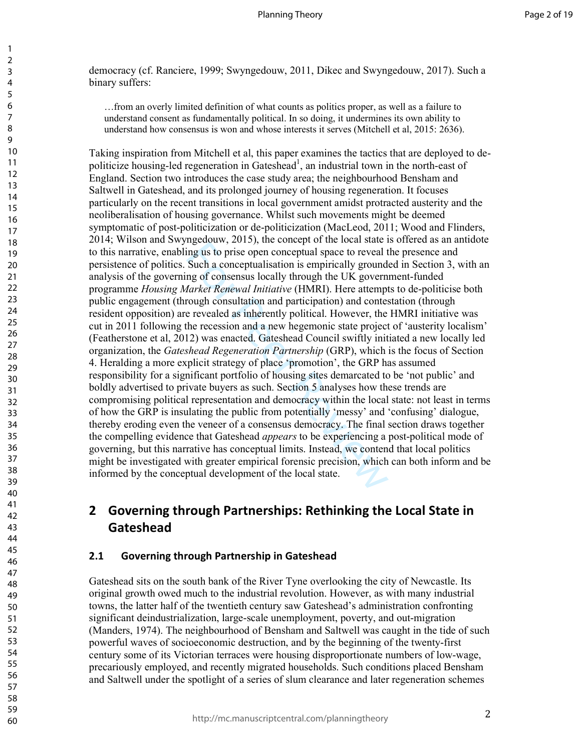democracy (cf. Ranciere, 1999; Swyngedouw, 2011, Dikec and Swyngedouw, 2017). Such a binary suffers:

> …from an overly limited definition of what counts as politics proper, as well as a failure to understand consent as fundamentally political. In so doing, it undermines its own ability to understand how consensus is won and whose interests it serves (Mitchell et al, 2015: 2636).

Taking inspiration from Mitchell et al, this paper examines the tactics that are deployed to de-politicize housing-led regeneration in Gateshead[1], an industrial town in the north-east of England. Section two introduces the case study area; the neighbourhood Bensham and Saltwell in Gateshead, and its prolonged journey of housing regeneration. It focuses particularly on the recent transitions in local government amidst protracted austerity and the neoliberalisation of housing governance. Whilst such movements might be deemed symptomatic of post-politicization or de-politicization (MacLeod, 2011; Wood and Flinders, 2014; Wilson and Swyngedouw, 2015), the concept of the local state is offered as an antidote to this narrative, enabling us to prise open conceptual space to reveal the presence and persistence of politics. Such a conceptualisation is empirically grounded in Section 3, with an analysis of the governing of consensus locally through the UK government-funded programme *Housing Market Renewal Initiative* (HMRI). Here attempts to de-politicise both public engagement (through consultation and participation) and contestation (through resident opposition) are revealed as inherently political. However, the HMRI initiative was cut in 2011 following the recession and a new hegemonic state project of 'austerity localism' (Featherstone et al, 2012) was enacted. Gateshead Council swiftly initiated a new locally led organization, the *Gateshead Regeneration Partnership* (GRP), which is the focus of Section 4. Heralding a more explicit strategy of place 'promotion', the GRP has assumed responsibility for a significant portfolio of housing sites demarcated to be 'not public' and boldly advertised to private buyers as such. Section 5 analyses how these trends are compromising political representation and democracy within the local state: not least in terms of how the GRP is insulating the public from potentially 'messy' and 'confusing' dialogue, thereby eroding even the veneer of a consensus democracy. The final section draws together the compelling evidence that Gateshead *appears* to be experiencing a post-political mode of governing, but this narrative has conceptual limits. Instead, we contend that local politics might be investigated with greater empirical forensic precision, which can both inform and be informed by the conceptual development of the local state.

## 2 Governing through Partnerships: Rethinking the Local State in Gateshead

### 2.1 Governing through Partnership in Gateshead

Gateshead sits on the south bank of the River Tyne overlooking the city of Newcastle. Its original growth owed much to the industrial revolution. However, as with many industrial towns, the latter half of the twentieth century saw Gateshead's administration confronting significant deindustrialization, large-scale unemployment, poverty, and out-migration (Manders, 1974). The neighbourhood of Bensham and Saltwell was caught in the tide of such powerful waves of socioeconomic destruction, and by the beginning of the twenty-first century some of its Victorian terraces were housing disproportionate numbers of low-wage, precariously employed, and recently migrated households. Such conditions placed Bensham and Saltwell under the spotlight of a series of slum clearance and later regeneration schemes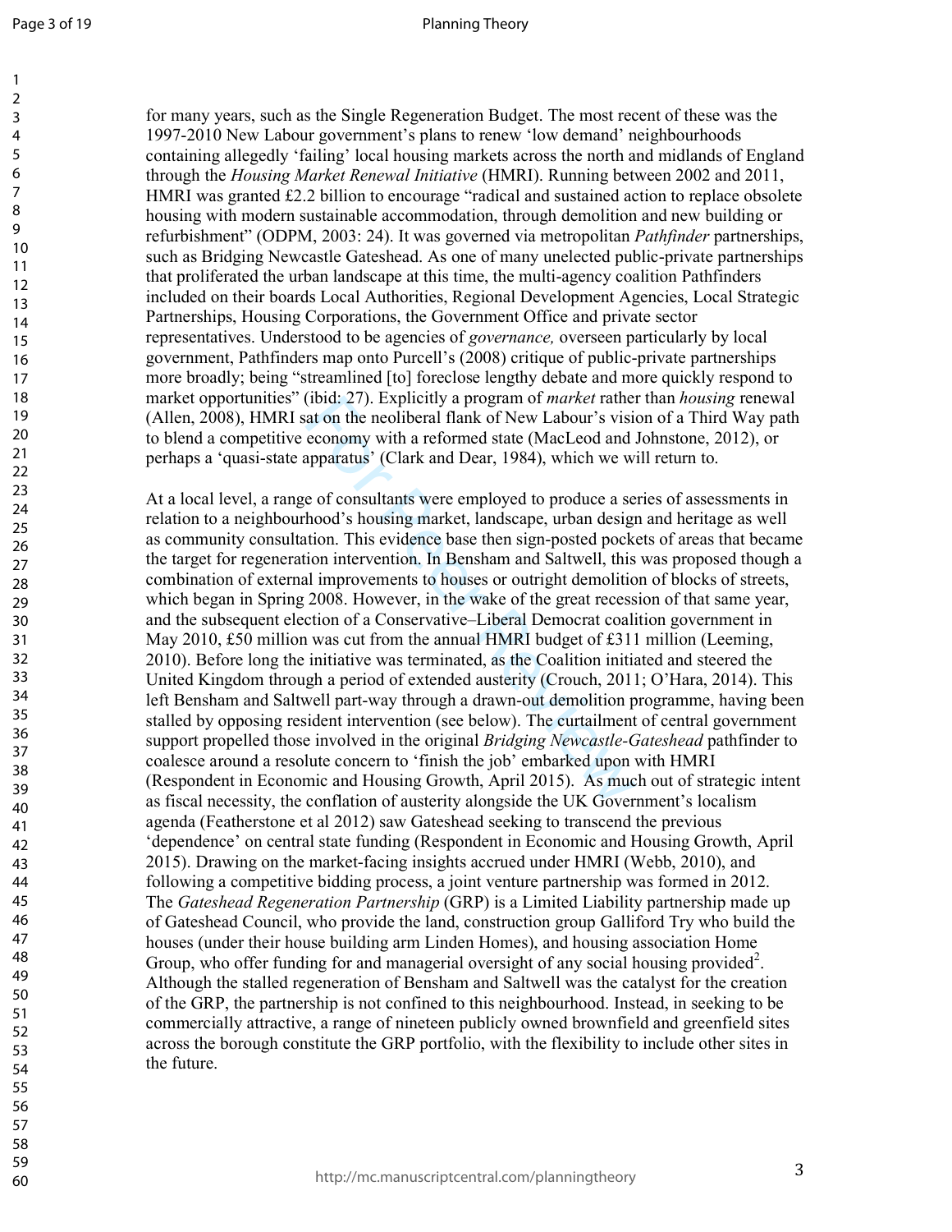for many years, such as the Single Regeneration Budget. The most recent of these was the 1997-2010 New Labour government's plans to renew 'low demand' neighbourhoods containing allegedly 'failing' local housing markets across the north and midlands of England through the *Housing Market Renewal Initiative* (HMRI). Running between 2002 and 2011, HMRI was granted £2.2 billion to encourage "radical and sustained action to replace obsolete housing with modern sustainable accommodation, through demolition and new building or refurbishment" (ODPM, 2003: 24). It was governed via metropolitan *Pathfinder* partnerships, such as Bridging Newcastle Gateshead. As one of many unelected public-private partnerships that proliferated the urban landscape at this time, the multi-agency coalition Pathfinders included on their boards Local Authorities, Regional Development Agencies, Local Strategic Partnerships, Housing Corporations, the Government Office and private sector representatives. Understood to be agencies of *governance,* overseen particularly by local government, Pathfinders map onto Purcell's (2008) critique of public-private partnerships more broadly; being "streamlined [to] foreclose lengthy debate and more quickly respond to market opportunities" (ibid: 27). Explicitly a program of *market* rather than *housing* renewal (Allen, 2008), HMRI sat on the neoliberal flank of New Labour's vision of a Third Way path to blend a competitive economy with a reformed state (MacLeod and Johnstone, 2012), or perhaps a 'quasi-state apparatus' (Clark and Dear, 1984), which we will return to.

At a local level, a range of consultants were employed to produce a series of assessments in relation to a neighbourhood's housing market, landscape, urban design and heritage as well as community consultation. This evidence base then sign-posted pockets of areas that became the target for regeneration intervention. In Bensham and Saltwell, this was proposed though a combination of external improvements to houses or outright demolition of blocks of streets, which began in Spring 2008. However, in the wake of the great recession of that same year, and the subsequent election of a Conservative–Liberal Democrat coalition government in May 2010, £50 million was cut from the annual HMRI budget of £311 million (Leeming, 2010). Before long the initiative was terminated, as the Coalition initiated and steered the United Kingdom through a period of extended austerity (Crouch, 2011; O'Hara, 2014). This left Bensham and Saltwell part-way through a drawn-out demolition programme, having been stalled by opposing resident intervention (see below). The curtailment of central government support propelled those involved in the original *Bridging Newcastle-Gateshead* pathfinder to coalesce around a resolute concern to 'finish the job' embarked upon with HMRI (Respondent in Economic and Housing Growth, April 2015). As much out of strategic intent as fiscal necessity, the conflation of austerity alongside the UK Government's localism agenda (Featherstone et al 2012) saw Gateshead seeking to transcend the previous 'dependence' on central state funding (Respondent in Economic and Housing Growth, April 2015). Drawing on the market-facing insights accrued under HMRI (Webb, 2010), and following a competitive bidding process, a joint venture partnership was formed in 2012. The *Gateshead Regeneration Partnership* (GRP) is a Limited Liability partnership made up of Gateshead Council, who provide the land, construction group Galliford Try who build the houses (under their house building arm Linden Homes), and housing association Home Group, who offer funding for and managerial oversight of any social housing provided[2]. Although the stalled regeneration of Bensham and Saltwell was the catalyst for the creation of the GRP, the partnership is not confined to this neighbourhood. Instead, in seeking to be commercially attractive, a range of nineteen publicly owned brownfield and greenfield sites across the borough constitute the GRP portfolio, with the flexibility to include other sites in the future.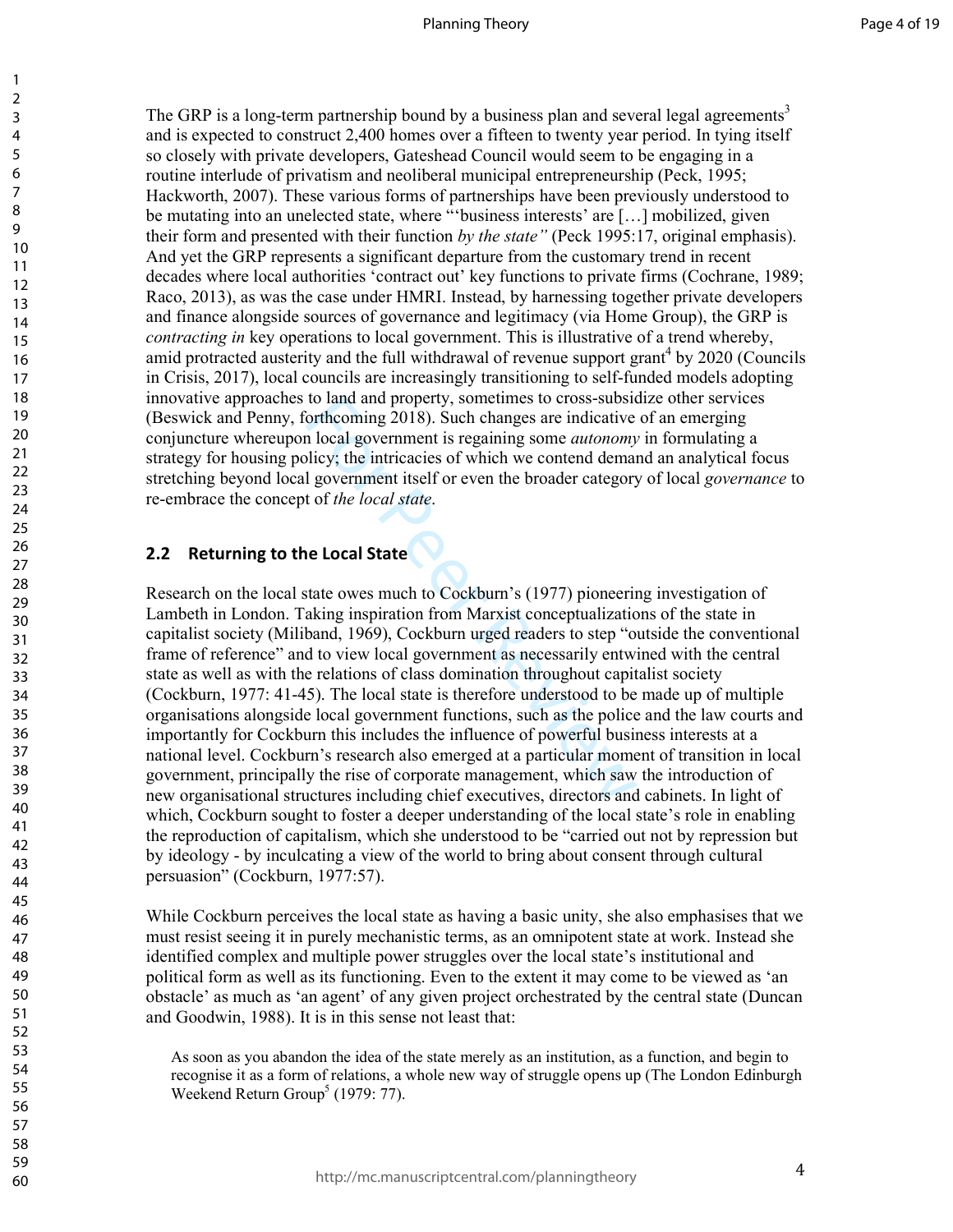The GRP is a long-term partnership bound by a business plan and several legal agreements[3] and is expected to construct 2,400 homes over a fifteen to twenty year period. In tying itself so closely with private developers, Gateshead Council would seem to be engaging in a routine interlude of privatism and neoliberal municipal entrepreneurship (Peck, 1995; Hackworth, 2007). These various forms of partnerships have been previously understood to be mutating into an unelected state, where "'business interests' are […] mobilized, given their form and presented with their function *by the state"* (Peck 1995:17, original emphasis). And yet the GRP represents a significant departure from the customary trend in recent decades where local authorities 'contract out' key functions to private firms (Cochrane, 1989; Raco, 2013), as was the case under HMRI. Instead, by harnessing together private developers and finance alongside sources of governance and legitimacy (via Home Group), the GRP is *contracting in* key operations to local government. This is illustrative of a trend whereby, amid protracted austerity and the full withdrawal of revenue support grant[4] by 2020 (Councils in Crisis, 2017), local councils are increasingly transitioning to self-funded models adopting innovative approaches to land and property, sometimes to cross-subsidize other services (Beswick and Penny, forthcoming 2018). Such changes are indicative of an emerging conjuncture whereupon local government is regaining some *autonomy* in formulating a strategy for housing policy; the intricacies of which we contend demand an analytical focus stretching beyond local government itself or even the broader category of local *governance* to re-embrace the concept of *the local state*.

## 2.2 Returning to the Local State

Research on the local state owes much to Cockburn's (1977) pioneering investigation of Lambeth in London. Taking inspiration from Marxist conceptualizations of the state in capitalist society (Miliband, 1969), Cockburn urged readers to step "outside the conventional frame of reference" and to view local government as necessarily entwined with the central state as well as with the relations of class domination throughout capitalist society (Cockburn, 1977: 41-45). The local state is therefore understood to be made up of multiple organisations alongside local government functions, such as the police and the law courts and importantly for Cockburn this includes the influence of powerful business interests at a national level. Cockburn's research also emerged at a particular moment of transition in local government, principally the rise of corporate management, which saw the introduction of new organisational structures including chief executives, directors and cabinets. In light of which, Cockburn sought to foster a deeper understanding of the local state's role in enabling the reproduction of capitalism, which she understood to be "carried out not by repression but by ideology - by inculcating a view of the world to bring about consent through cultural persuasion" (Cockburn, 1977:57).

While Cockburn perceives the local state as having a basic unity, she also emphasises that we must resist seeing it in purely mechanistic terms, as an omnipotent state at work. Instead she identified complex and multiple power struggles over the local state's institutional and political form as well as its functioning. Even to the extent it may come to be viewed as 'an obstacle' as much as 'an agent' of any given project orchestrated by the central state (Duncan and Goodwin, 1988). It is in this sense not least that:

> As soon as you abandon the idea of the state merely as an institution, as a function, and begin to recognise it as a form of relations, a whole new way of struggle opens up (The London Edinburgh Weekend Return Group[5] (1979: 77).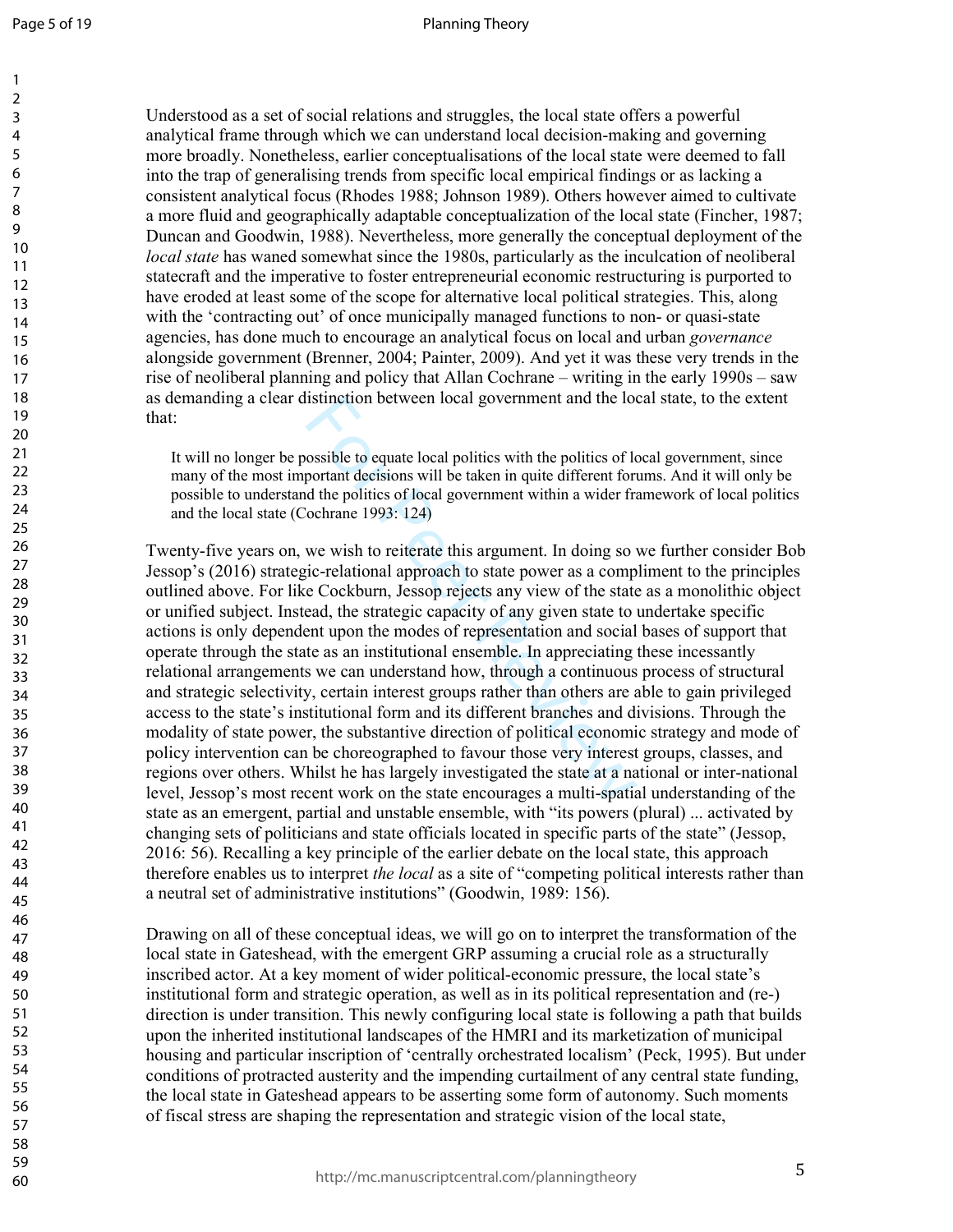Understood as a set of social relations and struggles, the local state offers a powerful analytical frame through which we can understand local decision-making and governing more broadly. Nonetheless, earlier conceptualisations of the local state were deemed to fall into the trap of generalising trends from specific local empirical findings or as lacking a consistent analytical focus (Rhodes 1988; Johnson 1989). Others however aimed to cultivate a more fluid and geographically adaptable conceptualization of the local state (Fincher, 1987; Duncan and Goodwin, 1988). Nevertheless, more generally the conceptual deployment of the *local state* has waned somewhat since the 1980s, particularly as the inculcation of neoliberal statecraft and the imperative to foster entrepreneurial economic restructuring is purported to have eroded at least some of the scope for alternative local political strategies. This, along with the 'contracting out' of once municipally managed functions to non- or quasi-state agencies, has done much to encourage an analytical focus on local and urban *governance* alongside government (Brenner, 2004; Painter, 2009). And yet it was these very trends in the rise of neoliberal planning and policy that Allan Cochrane – writing in the early 1990s – saw as demanding a clear distinction between local government and the local state, to the extent that:

> It will no longer be possible to equate local politics with the politics of local government, since many of the most important decisions will be taken in quite different forums. And it will only be possible to understand the politics of local government within a wider framework of local politics and the local state (Cochrane 1993: 124)

Twenty-five years on, we wish to reiterate this argument. In doing so we further consider Bob Jessop's (2016) strategic-relational approach to state power as a compliment to the principles outlined above. For like Cockburn, Jessop rejects any view of the state as a monolithic object or unified subject. Instead, the strategic capacity of any given state to undertake specific actions is only dependent upon the modes of representation and social bases of support that operate through the state as an institutional ensemble. In appreciating these incessantly relational arrangements we can understand how, through a continuous process of structural and strategic selectivity, certain interest groups rather than others are able to gain privileged access to the state's institutional form and its different branches and divisions. Through the modality of state power, the substantive direction of political economic strategy and mode of policy intervention can be choreographed to favour those very interest groups, classes, and regions over others. Whilst he has largely investigated the state at a national or inter-national level, Jessop's most recent work on the state encourages a multi-spatial understanding of the state as an emergent, partial and unstable ensemble, with "its powers (plural) ... activated by changing sets of politicians and state officials located in specific parts of the state" (Jessop, 2016: 56). Recalling a key principle of the earlier debate on the local state, this approach therefore enables us to interpret *the local* as a site of "competing political interests rather than a neutral set of administrative institutions" (Goodwin, 1989: 156).

Drawing on all of these conceptual ideas, we will go on to interpret the transformation of the local state in Gateshead, with the emergent GRP assuming a crucial role as a structurally inscribed actor. At a key moment of wider political-economic pressure, the local state's institutional form and strategic operation, as well as in its political representation and (re-) direction is under transition. This newly configuring local state is following a path that builds upon the inherited institutional landscapes of the HMRI and its marketization of municipal housing and particular inscription of 'centrally orchestrated localism' (Peck, 1995). But under conditions of protracted austerity and the impending curtailment of any central state funding, the local state in Gateshead appears to be asserting some form of autonomy. Such moments of fiscal stress are shaping the representation and strategic vision of the local state,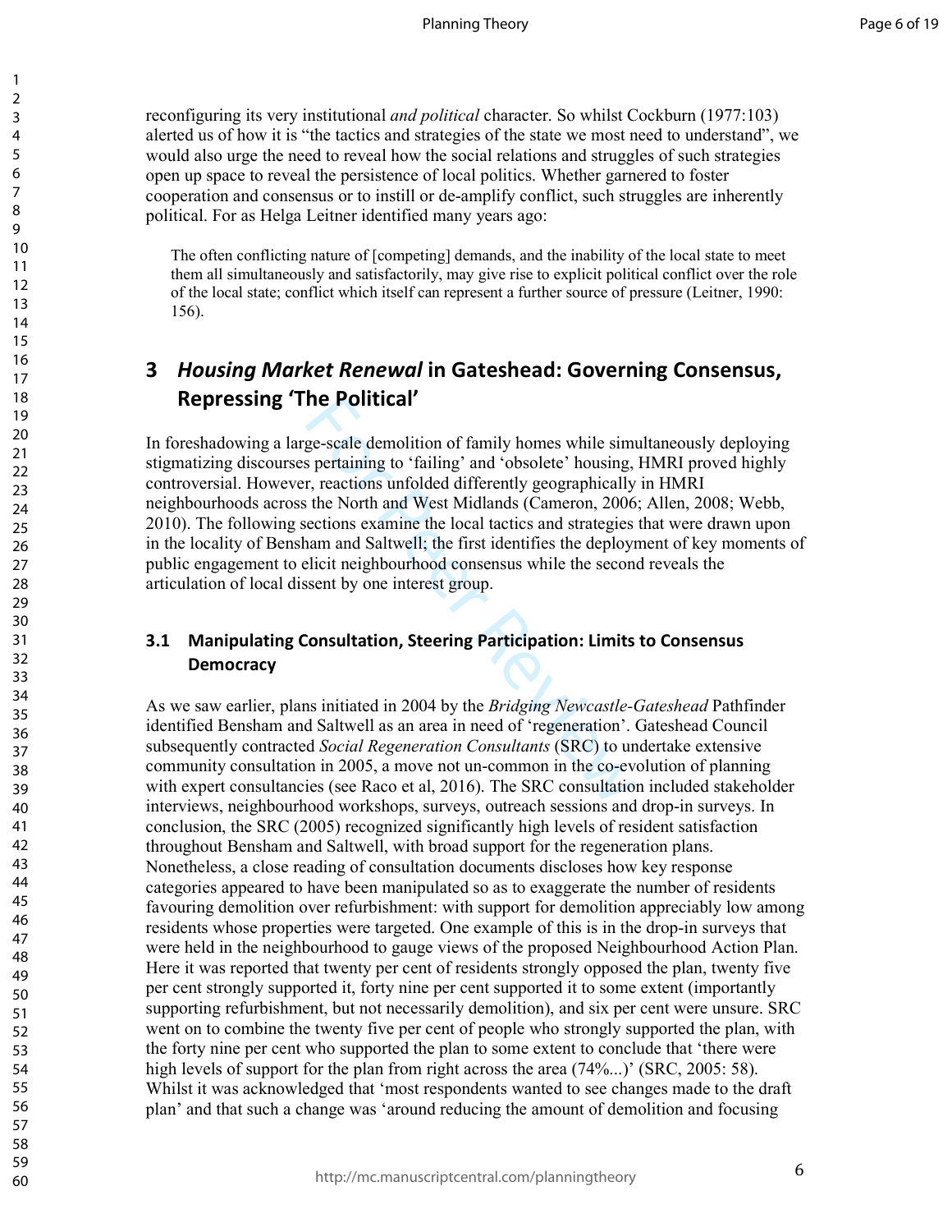reconfiguring its very institutional *and political* character. So whilst Cockburn (1977:103) alerted us of how it is "the tactics and strategies of the state we most need to understand", we would also urge the need to reveal how the social relations and struggles of such strategies open up space to reveal the persistence of local politics. Whether garnered to foster cooperation and consensus or to instill or de-amplify conflict, such struggles are inherently political. For as Helga Leitner identified many years ago:

> The often conflicting nature of [competing] demands, and the inability of the local state to meet them all simultaneously and satisfactorily, may give rise to explicit political conflict over the role of the local state; conflict which itself can represent a further source of pressure (Leitner, 1990: 156).

## 3 *Housing Market Renewal* in Gateshead: Governing Consensus, Repressing 'The Political'

In foreshadowing a large-scale demolition of family homes while simultaneously deploying stigmatizing discourses pertaining to 'failing' and 'obsolete' housing, HMRI proved highly controversial. However, reactions unfolded differently geographically in HMRI neighbourhoods across the North and West Midlands (Cameron, 2006; Allen, 2008; Webb, 2010). The following sections examine the local tactics and strategies that were drawn upon in the locality of Bensham and Saltwell; the first identifies the deployment of key moments of public engagement to elicit neighbourhood consensus while the second reveals the articulation of local dissent by one interest group.

### 3.1 Manipulating Consultation, Steering Participation: Limits to Consensus Democracy

As we saw earlier, plans initiated in 2004 by the *Bridging Newcastle-Gateshead* Pathfinder identified Bensham and Saltwell as an area in need of 'regeneration'. Gateshead Council subsequently contracted *Social Regeneration Consultants* (SRC) to undertake extensive community consultation in 2005, a move not un-common in the co-evolution of planning with expert consultancies (see Raco et al, 2016). The SRC consultation included stakeholder interviews, neighbourhood workshops, surveys, outreach sessions and drop-in surveys. In conclusion, the SRC (2005) recognized significantly high levels of resident satisfaction throughout Bensham and Saltwell, with broad support for the regeneration plans. Nonetheless, a close reading of consultation documents discloses how key response categories appeared to have been manipulated so as to exaggerate the number of residents favouring demolition over refurbishment: with support for demolition appreciably low among residents whose properties were targeted. One example of this is in the drop-in surveys that were held in the neighbourhood to gauge views of the proposed Neighbourhood Action Plan. Here it was reported that twenty per cent of residents strongly opposed the plan, twenty five per cent strongly supported it, forty nine per cent supported it to some extent (importantly supporting refurbishment, but not necessarily demolition), and six per cent were unsure. SRC went on to combine the twenty five per cent of people who strongly supported the plan, with the forty nine per cent who supported the plan to some extent to conclude that 'there were high levels of support for the plan from right across the area (74%...)' (SRC, 2005: 58). Whilst it was acknowledged that 'most respondents wanted to see changes made to the draft plan' and that such a change was 'around reducing the amount of demolition and focusing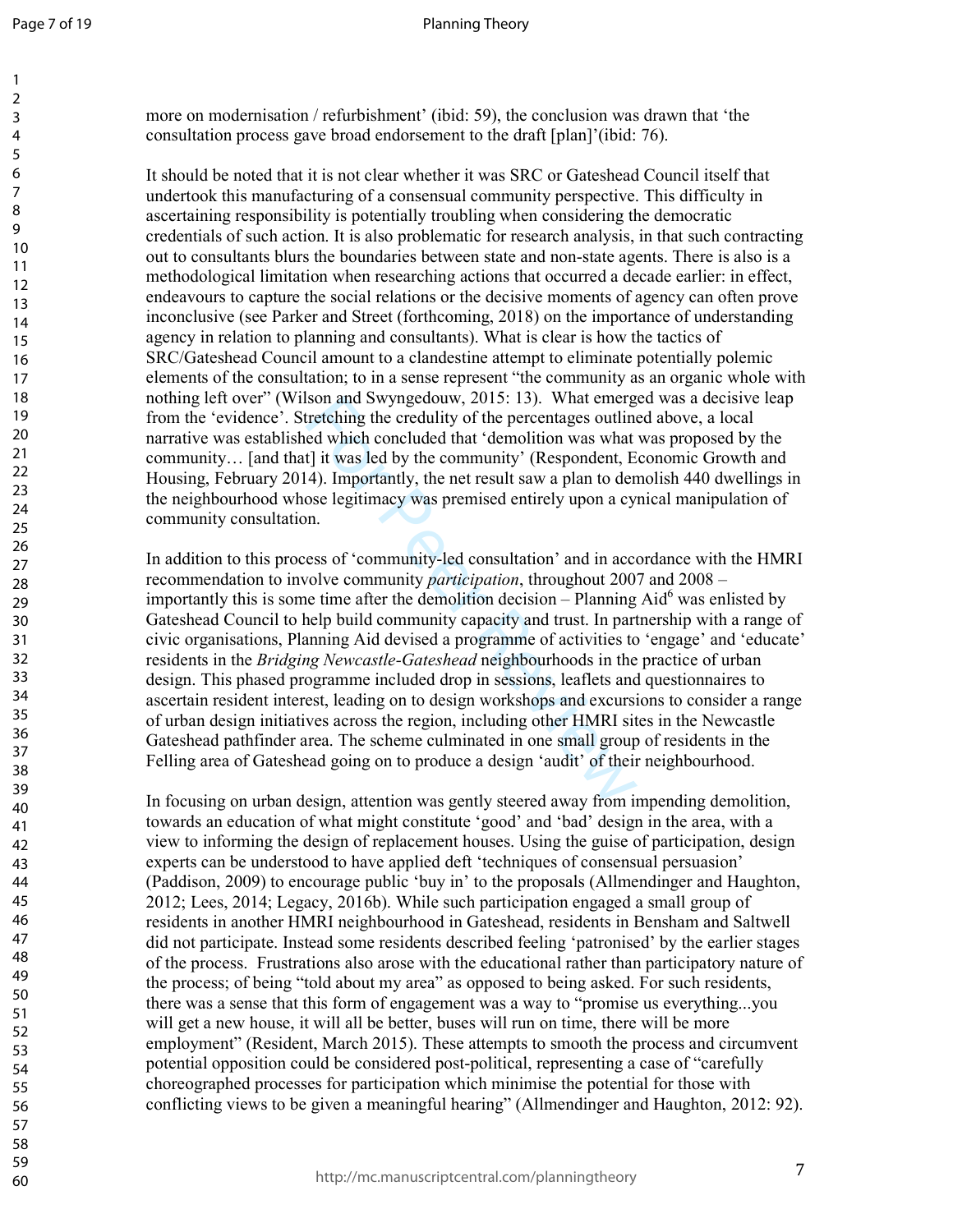more on modernisation / refurbishment' (ibid: 59), the conclusion was drawn that 'the consultation process gave broad endorsement to the draft [plan]'(ibid: 76).

It should be noted that it is not clear whether it was SRC or Gateshead Council itself that undertook this manufacturing of a consensual community perspective. This difficulty in ascertaining responsibility is potentially troubling when considering the democratic credentials of such action. It is also problematic for research analysis, in that such contracting out to consultants blurs the boundaries between state and non-state agents. There is also is a methodological limitation when researching actions that occurred a decade earlier: in effect, endeavours to capture the social relations or the decisive moments of agency can often prove inconclusive (see Parker and Street (forthcoming, 2018) on the importance of understanding agency in relation to planning and consultants). What is clear is how the tactics of SRC/Gateshead Council amount to a clandestine attempt to eliminate potentially polemic elements of the consultation; to in a sense represent "the community as an organic whole with nothing left over" (Wilson and Swyngedouw, 2015: 13). What emerged was a decisive leap from the 'evidence'. Stretching the credulity of the percentages outlined above, a local narrative was established which concluded that 'demolition was what was proposed by the community… [and that] it was led by the community' (Respondent, Economic Growth and Housing, February 2014). Importantly, the net result saw a plan to demolish 440 dwellings in the neighbourhood whose legitimacy was premised entirely upon a cynical manipulation of community consultation.

In addition to this process of 'community-led consultation' and in accordance with the HMRI recommendation to involve community *participation*, throughout 2007 and 2008 – importantly this is some time after the demolition decision – Planning Aid[6] was enlisted by Gateshead Council to help build community capacity and trust. In partnership with a range of civic organisations, Planning Aid devised a programme of activities to 'engage' and 'educate' residents in the *Bridging Newcastle-Gateshead* neighbourhoods in the practice of urban design. This phased programme included drop in sessions, leaflets and questionnaires to ascertain resident interest, leading on to design workshops and excursions to consider a range of urban design initiatives across the region, including other HMRI sites in the Newcastle Gateshead pathfinder area. The scheme culminated in one small group of residents in the Felling area of Gateshead going on to produce a design 'audit' of their neighbourhood.

In focusing on urban design, attention was gently steered away from impending demolition, towards an education of what might constitute 'good' and 'bad' design in the area, with a view to informing the design of replacement houses. Using the guise of participation, design experts can be understood to have applied deft 'techniques of consensual persuasion' (Paddison, 2009) to encourage public 'buy in' to the proposals (Allmendinger and Haughton, 2012; Lees, 2014; Legacy, 2016b). While such participation engaged a small group of residents in another HMRI neighbourhood in Gateshead, residents in Bensham and Saltwell did not participate. Instead some residents described feeling 'patronised' by the earlier stages of the process. Frustrations also arose with the educational rather than participatory nature of the process; of being "told about my area" as opposed to being asked. For such residents, there was a sense that this form of engagement was a way to "promise us everything...you will get a new house, it will all be better, buses will run on time, there will be more employment" (Resident, March 2015). These attempts to smooth the process and circumvent potential opposition could be considered post-political, representing a case of "carefully choreographed processes for participation which minimise the potential for those with conflicting views to be given a meaningful hearing" (Allmendinger and Haughton, 2012: 92).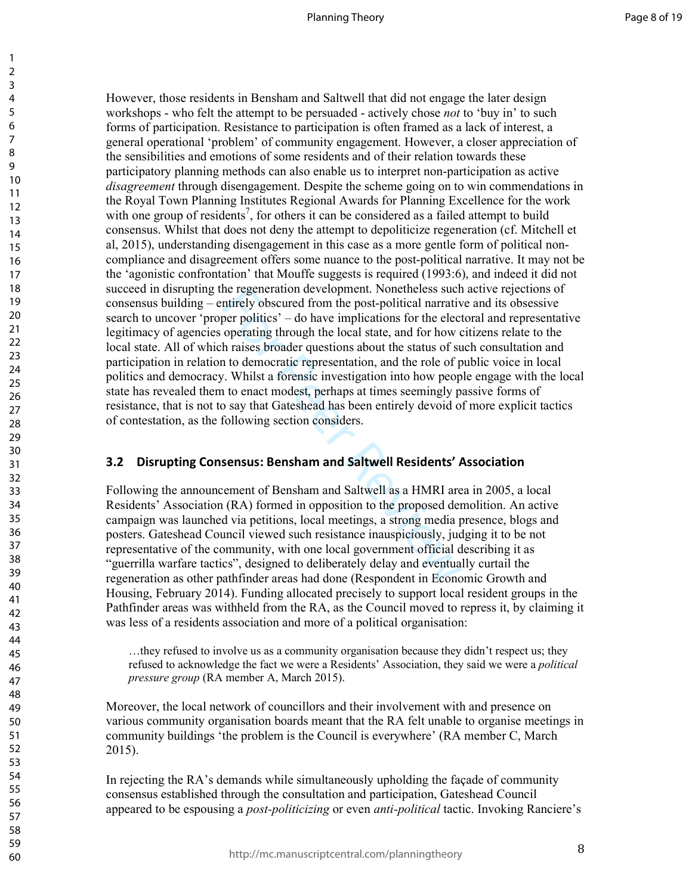However, those residents in Bensham and Saltwell that did not engage the later design workshops - who felt the attempt to be persuaded - actively chose *not* to 'buy in' to such forms of participation. Resistance to participation is often framed as a lack of interest, a general operational 'problem' of community engagement. However, a closer appreciation of the sensibilities and emotions of some residents and of their relation towards these participatory planning methods can also enable us to interpret non-participation as active *disagreement* through disengagement. Despite the scheme going on to win commendations in the Royal Town Planning Institutes Regional Awards for Planning Excellence for the work with one group of residents[7], for others it can be considered as a failed attempt to build consensus. Whilst that does not deny the attempt to depoliticize regeneration (cf. Mitchell et al, 2015), understanding disengagement in this case as a more gentle form of political non-compliance and disagreement offers some nuance to the post-political narrative. It may not be the 'agonistic confrontation' that Mouffe suggests is required (1993:6), and indeed it did not succeed in disrupting the regeneration development. Nonetheless such active rejections of consensus building – entirely obscured from the post-political narrative and its obsessive search to uncover 'proper politics' – do have implications for the electoral and representative legitimacy of agencies operating through the local state, and for how citizens relate to the local state. All of which raises broader questions about the status of such consultation and participation in relation to democratic representation, and the role of public voice in local politics and democracy. Whilst a forensic investigation into how people engage with the local state has revealed them to enact modest, perhaps at times seemingly passive forms of resistance, that is not to say that Gateshead has been entirely devoid of more explicit tactics of contestation, as the following section considers.

### 3.2 Disrupting Consensus: Bensham and Saltwell Residents' Association

Following the announcement of Bensham and Saltwell as a HMRI area in 2005, a local Residents' Association (RA) formed in opposition to the proposed demolition. An active campaign was launched via petitions, local meetings, a strong media presence, blogs and posters. Gateshead Council viewed such resistance inauspiciously, judging it to be not representative of the community, with one local government official describing it as "guerrilla warfare tactics", designed to deliberately delay and eventually curtail the regeneration as other pathfinder areas had done (Respondent in Economic Growth and Housing, February 2014). Funding allocated precisely to support local resident groups in the Pathfinder areas was withheld from the RA, as the Council moved to repress it, by claiming it was less of a residents association and more of a political organisation:

> …they refused to involve us as a community organisation because they didn't respect us; they refused to acknowledge the fact we were a Residents' Association, they said we were a *political pressure group* (RA member A, March 2015).

Moreover, the local network of councillors and their involvement with and presence on various community organisation boards meant that the RA felt unable to organise meetings in community buildings 'the problem is the Council is everywhere' (RA member C, March 2015).

In rejecting the RA's demands while simultaneously upholding the façade of community consensus established through the consultation and participation, Gateshead Council appeared to be espousing a *post-politicizing* or even *anti-political* tactic. Invoking Ranciere's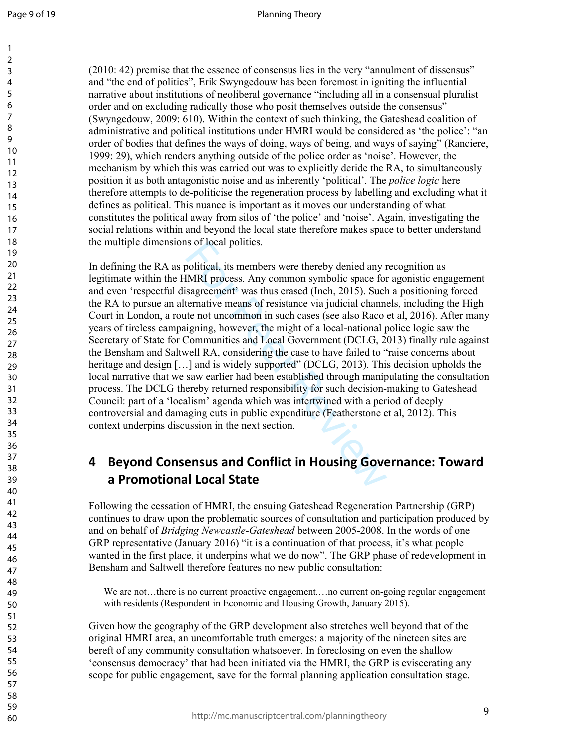(2010: 42) premise that the essence of consensus lies in the very "annulment of dissensus" and "the end of politics", Erik Swyngedouw has been foremost in igniting the influential narrative about institutions of neoliberal governance "including all in a consensual pluralist order and on excluding radically those who posit themselves outside the consensus" (Swyngedouw, 2009: 610). Within the context of such thinking, the Gateshead coalition of administrative and political institutions under HMRI would be considered as 'the police': "an order of bodies that defines the ways of doing, ways of being, and ways of saying" (Ranciere, 1999: 29), which renders anything outside of the police order as 'noise'. However, the mechanism by which this was carried out was to explicitly deride the RA, to simultaneously position it as both antagonistic noise and as inherently 'political'. The *police logic* here therefore attempts to de-politicise the regeneration process by labelling and excluding what it defines as political. This nuance is important as it moves our understanding of what constitutes the political away from silos of 'the police' and 'noise'. Again, investigating the social relations within and beyond the local state therefore makes space to better understand the multiple dimensions of local politics.

In defining the RA as political, its members were thereby denied any recognition as legitimate within the HMRI process. Any common symbolic space for agonistic engagement and even 'respectful disagreement' was thus erased (Inch, 2015). Such a positioning forced the RA to pursue an alternative means of resistance via judicial channels, including the High Court in London, a route not uncommon in such cases (see also Raco et al, 2016). After many years of tireless campaigning, however, the might of a local-national police logic saw the Secretary of State for Communities and Local Government (DCLG, 2013) finally rule against the Bensham and Saltwell RA, considering the case to have failed to "raise concerns about heritage and design […] and is widely supported" (DCLG, 2013). This decision upholds the local narrative that we saw earlier had been established through manipulating the consultation process. The DCLG thereby returned responsibility for such decision-making to Gateshead Council: part of a 'localism' agenda which was intertwined with a period of deeply controversial and damaging cuts in public expenditure (Featherstone et al, 2012). This context underpins discussion in the next section.

# 4 Beyond Consensus and Conflict in Housing Governance: Toward a Promotional Local State

Following the cessation of HMRI, the ensuing Gateshead Regeneration Partnership (GRP) continues to draw upon the problematic sources of consultation and participation produced by and on behalf of *Bridging Newcastle-Gateshead* between 2005-2008. In the words of one GRP representative (January 2016) "it is a continuation of that process, it's what people wanted in the first place, it underpins what we do now". The GRP phase of redevelopment in Bensham and Saltwell therefore features no new public consultation:

> We are not…there is no current proactive engagement.…no current on-going regular engagement with residents (Respondent in Economic and Housing Growth, January 2015).

Given how the geography of the GRP development also stretches well beyond that of the original HMRI area, an uncomfortable truth emerges: a majority of the nineteen sites are bereft of any community consultation whatsoever. In foreclosing on even the shallow 'consensus democracy' that had been initiated via the HMRI, the GRP is eviscerating any scope for public engagement, save for the formal planning application consultation stage.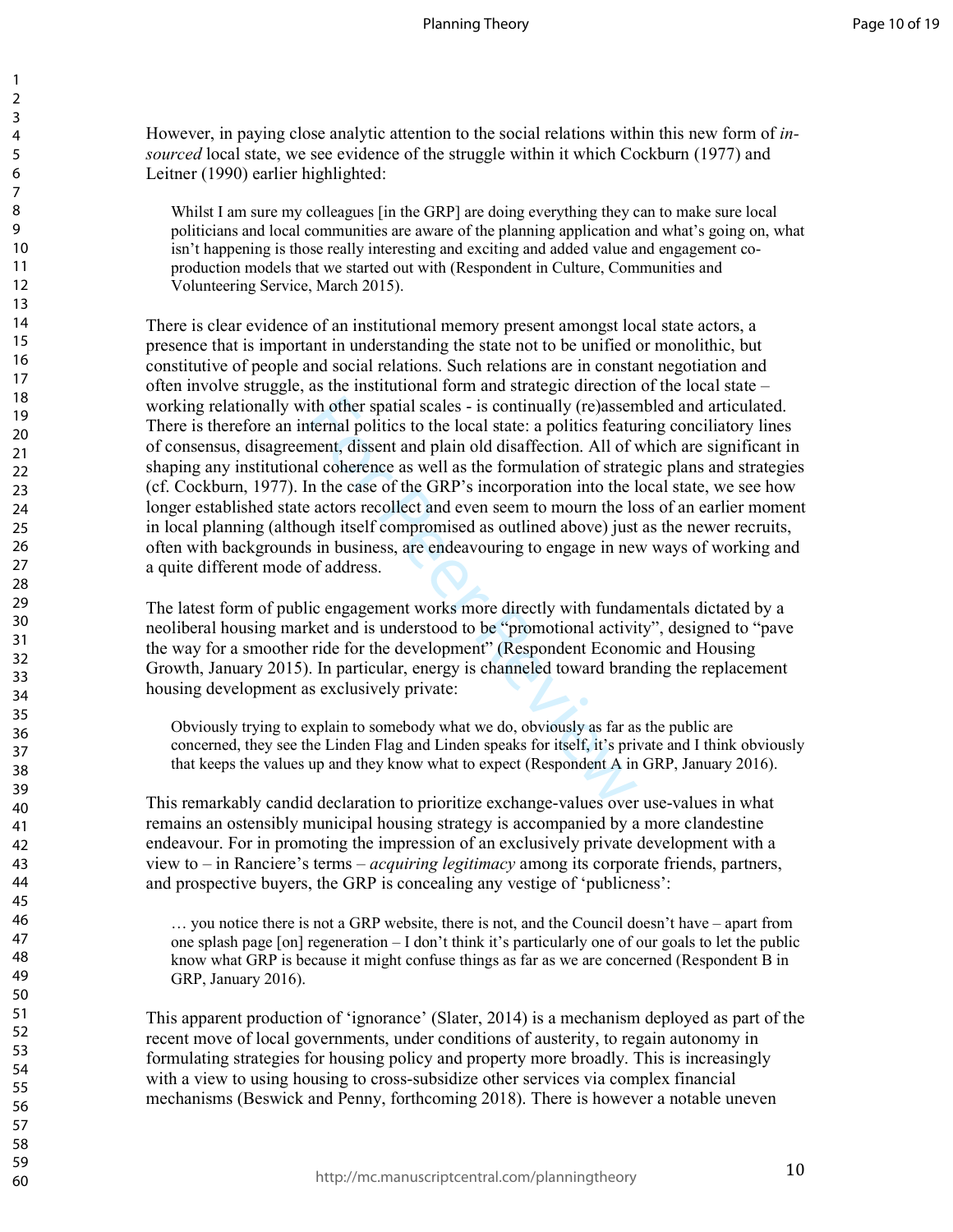However, in paying close analytic attention to the social relations within this new form of *in-sourced* local state, we see evidence of the struggle within it which Cockburn (1977) and Leitner (1990) earlier highlighted:

> Whilst I am sure my colleagues [in the GRP] are doing everything they can to make sure local politicians and local communities are aware of the planning application and what's going on, what isn't happening is those really interesting and exciting and added value and engagement co-production models that we started out with (Respondent in Culture, Communities and Volunteering Service, March 2015).

There is clear evidence of an institutional memory present amongst local state actors, a presence that is important in understanding the state not to be unified or monolithic, but constitutive of people and social relations. Such relations are in constant negotiation and often involve struggle, as the institutional form and strategic direction of the local state – working relationally with other spatial scales - is continually (re)assembled and articulated. There is therefore an internal politics to the local state: a politics featuring conciliatory lines of consensus, disagreement, dissent and plain old disaffection. All of which are significant in shaping any institutional coherence as well as the formulation of strategic plans and strategies (cf. Cockburn, 1977). In the case of the GRP's incorporation into the local state, we see how longer established state actors recollect and even seem to mourn the loss of an earlier moment in local planning (although itself compromised as outlined above) just as the newer recruits, often with backgrounds in business, are endeavouring to engage in new ways of working and a quite different mode of address.

The latest form of public engagement works more directly with fundamentals dictated by a neoliberal housing market and is understood to be "promotional activity", designed to "pave the way for a smoother ride for the development" (Respondent Economic and Housing Growth, January 2015). In particular, energy is channeled toward branding the replacement housing development as exclusively private:

> Obviously trying to explain to somebody what we do, obviously as far as the public are concerned, they see the Linden Flag and Linden speaks for itself, it's private and I think obviously that keeps the values up and they know what to expect (Respondent A in GRP, January 2016).

This remarkably candid declaration to prioritize exchange-values over use-values in what remains an ostensibly municipal housing strategy is accompanied by a more clandestine endeavour. For in promoting the impression of an exclusively private development with a view to – in Ranciere's terms – *acquiring legitimacy* among its corporate friends, partners, and prospective buyers, the GRP is concealing any vestige of 'publicness':

> … you notice there is not a GRP website, there is not, and the Council doesn't have – apart from one splash page [on] regeneration – I don't think it's particularly one of our goals to let the public know what GRP is because it might confuse things as far as we are concerned (Respondent B in GRP, January 2016).

This apparent production of 'ignorance' (Slater, 2014) is a mechanism deployed as part of the recent move of local governments, under conditions of austerity, to regain autonomy in formulating strategies for housing policy and property more broadly. This is increasingly with a view to using housing to cross-subsidize other services via complex financial mechanisms (Beswick and Penny, forthcoming 2018). There is however a notable uneven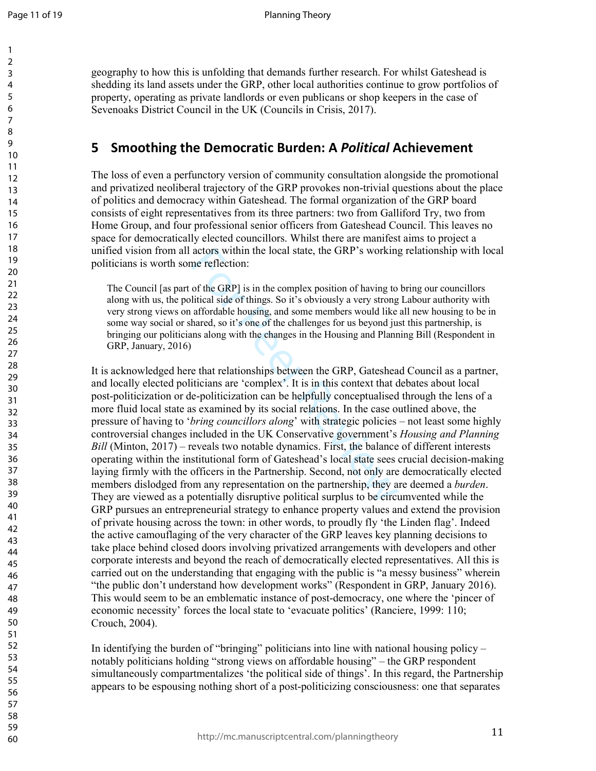geography to how this is unfolding that demands further research. For whilst Gateshead is shedding its land assets under the GRP, other local authorities continue to grow portfolios of property, operating as private landlords or even publicans or shop keepers in the case of Sevenoaks District Council in the UK (Councils in Crisis, 2017).

## 5 Smoothing the Democratic Burden: A *Political* Achievement

The loss of even a perfunctory version of community consultation alongside the promotional and privatized neoliberal trajectory of the GRP provokes non-trivial questions about the place of politics and democracy within Gateshead. The formal organization of the GRP board consists of eight representatives from its three partners: two from Galliford Try, two from Home Group, and four professional senior officers from Gateshead Council. This leaves no space for democratically elected councillors. Whilst there are manifest aims to project a unified vision from all actors within the local state, the GRP's working relationship with local politicians is worth some reflection:

> The Council [as part of the GRP] is in the complex position of having to bring our councillors along with us, the political side of things. So it's obviously a very strong Labour authority with very strong views on affordable housing, and some members would like all new housing to be in some way social or shared, so it's one of the challenges for us beyond just this partnership, is bringing our politicians along with the changes in the Housing and Planning Bill (Respondent in GRP, January, 2016)

It is acknowledged here that relationships between the GRP, Gateshead Council as a partner, and locally elected politicians are 'complex'. It is in this context that debates about local post-politicization or de-politicization can be helpfully conceptualised through the lens of a more fluid local state as examined by its social relations. In the case outlined above, the pressure of having to '*bring councillors along*' with strategic policies – not least some highly controversial changes included in the UK Conservative government's *Housing and Planning Bill* (Minton, 2017) – reveals two notable dynamics. First, the balance of different interests operating within the institutional form of Gateshead's local state sees crucial decision-making laying firmly with the officers in the Partnership. Second, not only are democratically elected members dislodged from any representation on the partnership, they are deemed a *burden*. They are viewed as a potentially disruptive political surplus to be circumvented while the GRP pursues an entrepreneurial strategy to enhance property values and extend the provision of private housing across the town: in other words, to proudly fly 'the Linden flag'. Indeed the active camouflaging of the very character of the GRP leaves key planning decisions to take place behind closed doors involving privatized arrangements with developers and other corporate interests and beyond the reach of democratically elected representatives. All this is carried out on the understanding that engaging with the public is "a messy business" wherein "the public don't understand how development works" (Respondent in GRP, January 2016). This would seem to be an emblematic instance of post-democracy, one where the 'pincer of economic necessity' forces the local state to 'evacuate politics' (Ranciere, 1999: 110; Crouch, 2004).

In identifying the burden of "bringing" politicians into line with national housing policy – notably politicians holding "strong views on affordable housing" – the GRP respondent simultaneously compartmentalizes 'the political side of things'. In this regard, the Partnership appears to be espousing nothing short of a post-politicizing consciousness: one that separates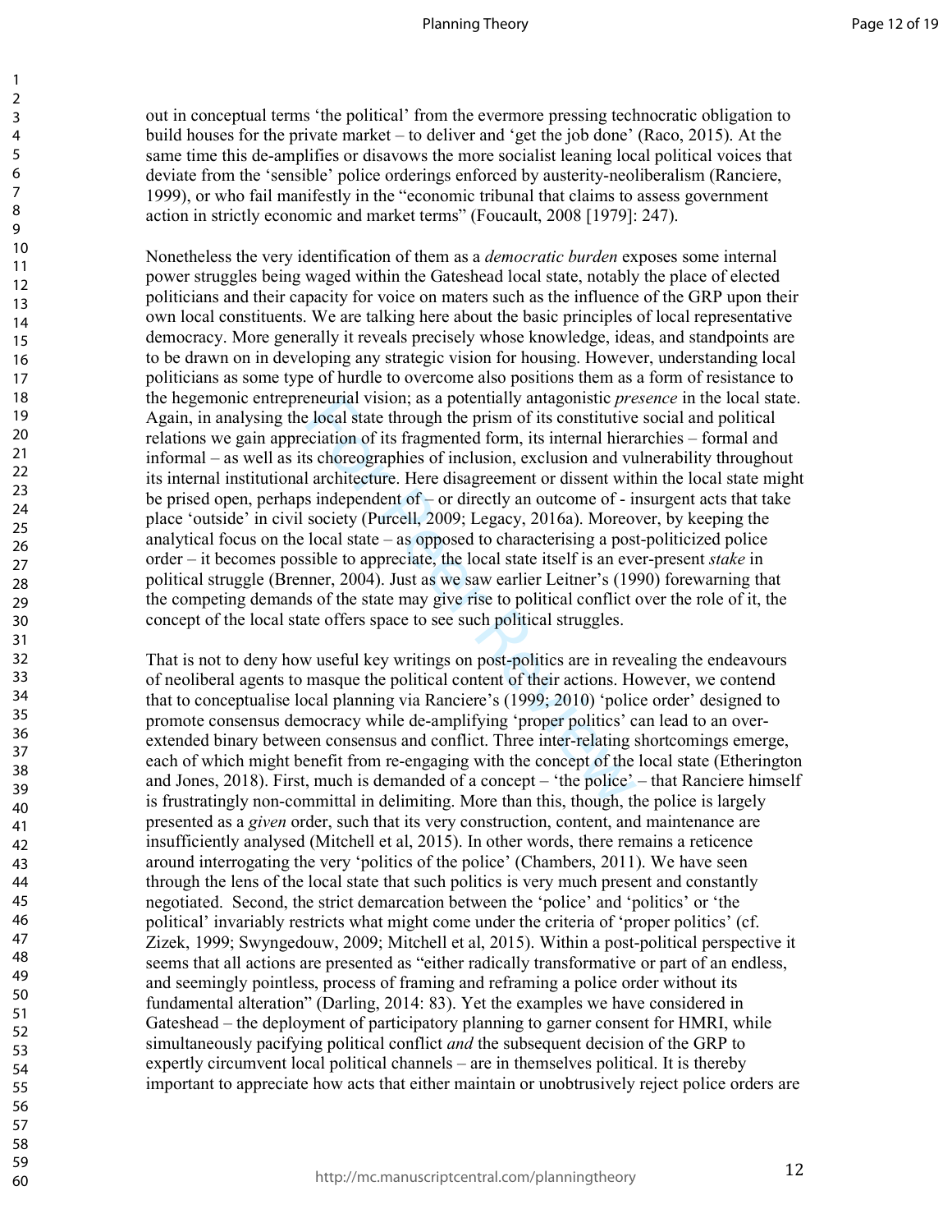out in conceptual terms 'the political' from the evermore pressing technocratic obligation to build houses for the private market – to deliver and 'get the job done' (Raco, 2015). At the same time this de-amplifies or disavows the more socialist leaning local political voices that deviate from the 'sensible' police orderings enforced by austerity-neoliberalism (Ranciere, 1999), or who fail manifestly in the "economic tribunal that claims to assess government action in strictly economic and market terms" (Foucault, 2008 [1979]: 247).

Nonetheless the very identification of them as a *democratic burden* exposes some internal power struggles being waged within the Gateshead local state, notably the place of elected politicians and their capacity for voice on maters such as the influence of the GRP upon their own local constituents. We are talking here about the basic principles of local representative democracy. More generally it reveals precisely whose knowledge, ideas, and standpoints are to be drawn on in developing any strategic vision for housing. However, understanding local politicians as some type of hurdle to overcome also positions them as a form of resistance to the hegemonic entrepreneurial vision; as a potentially antagonistic *presence* in the local state. Again, in analysing the local state through the prism of its constitutive social and political relations we gain appreciation of its fragmented form, its internal hierarchies – formal and informal – as well as its choreographies of inclusion, exclusion and vulnerability throughout its internal institutional architecture. Here disagreement or dissent within the local state might be prised open, perhaps independent of – or directly an outcome of - insurgent acts that take place 'outside' in civil society (Purcell, 2009; Legacy, 2016a). Moreover, by keeping the analytical focus on the local state – as opposed to characterising a post-politicized police order – it becomes possible to appreciate, the local state itself is an ever-present *stake* in political struggle (Brenner, 2004). Just as we saw earlier Leitner's (1990) forewarning that the competing demands of the state may give rise to political conflict over the role of it, the concept of the local state offers space to see such political struggles.

That is not to deny how useful key writings on post-politics are in revealing the endeavours of neoliberal agents to masque the political content of their actions. However, we contend that to conceptualise local planning via Ranciere's (1999; 2010) 'police order' designed to promote consensus democracy while de-amplifying 'proper politics' can lead to an over-extended binary between consensus and conflict. Three inter-relating shortcomings emerge, each of which might benefit from re-engaging with the concept of the local state (Etherington and Jones, 2018). First, much is demanded of a concept – 'the police' – that Ranciere himself is frustratingly non-committal in delimiting. More than this, though, the police is largely presented as a *given* order, such that its very construction, content, and maintenance are insufficiently analysed (Mitchell et al, 2015). In other words, there remains a reticence around interrogating the very 'politics of the police' (Chambers, 2011). We have seen through the lens of the local state that such politics is very much present and constantly negotiated. Second, the strict demarcation between the 'police' and 'politics' or 'the political' invariably restricts what might come under the criteria of 'proper politics' (cf. Zizek, 1999; Swyngedouw, 2009; Mitchell et al, 2015). Within a post-political perspective it seems that all actions are presented as "either radically transformative or part of an endless, and seemingly pointless, process of framing and reframing a police order without its fundamental alteration" (Darling, 2014: 83). Yet the examples we have considered in Gateshead – the deployment of participatory planning to garner consent for HMRI, while simultaneously pacifying political conflict *and* the subsequent decision of the GRP to expertly circumvent local political channels – are in themselves political. It is thereby important to appreciate how acts that either maintain or unobtrusively reject police orders are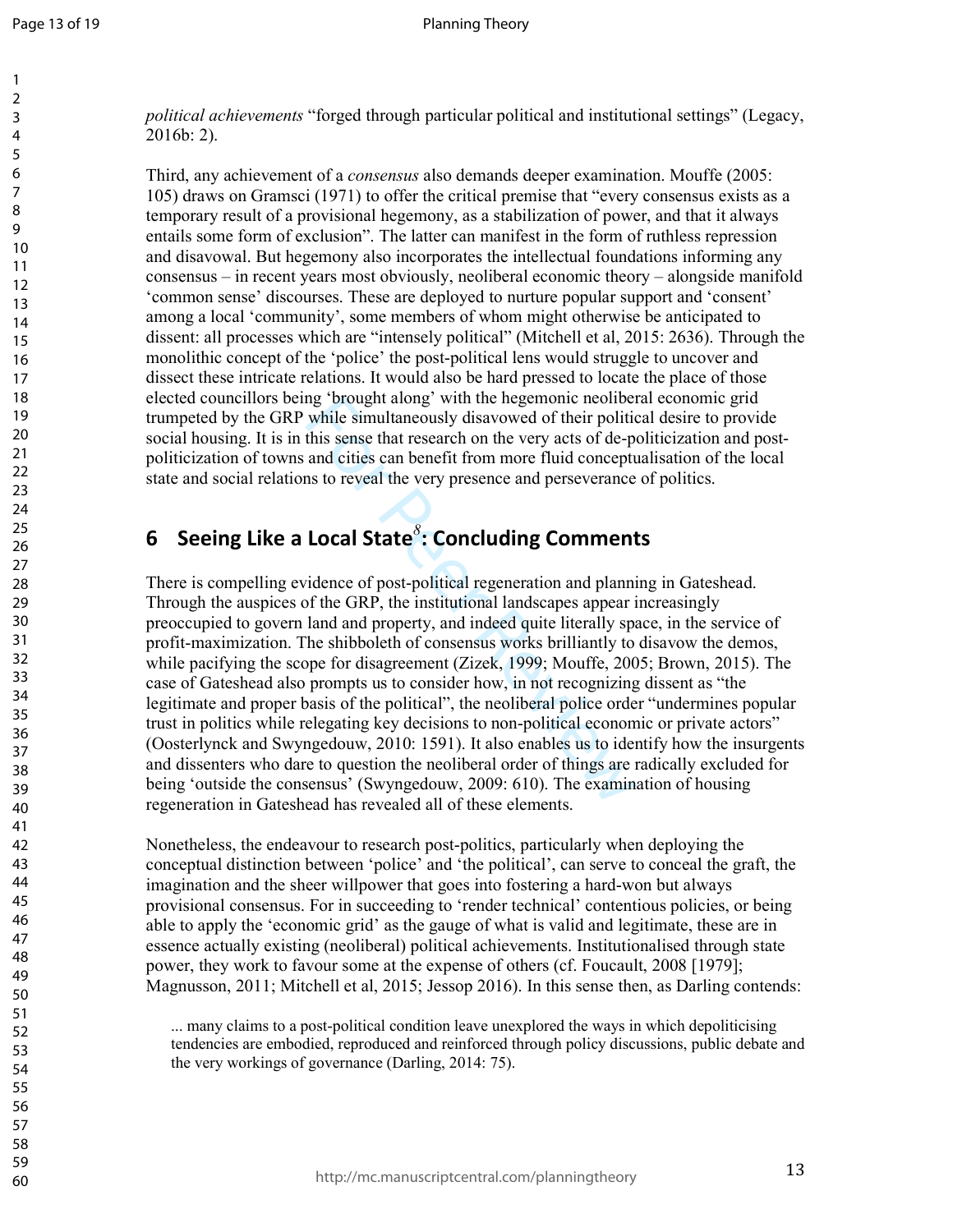*political achievements* "forged through particular political and institutional settings" (Legacy, 2016b: 2).

Third, any achievement of a *consensus* also demands deeper examination. Mouffe (2005: 105) draws on Gramsci (1971) to offer the critical premise that "every consensus exists as a temporary result of a provisional hegemony, as a stabilization of power, and that it always entails some form of exclusion". The latter can manifest in the form of ruthless repression and disavowal. But hegemony also incorporates the intellectual foundations informing any consensus – in recent years most obviously, neoliberal economic theory – alongside manifold 'common sense' discourses. These are deployed to nurture popular support and 'consent' among a local 'community', some members of whom might otherwise be anticipated to dissent: all processes which are "intensely political" (Mitchell et al, 2015: 2636). Through the monolithic concept of the 'police' the post-political lens would struggle to uncover and dissect these intricate relations. It would also be hard pressed to locate the place of those elected councillors being 'brought along' with the hegemonic neoliberal economic grid trumpeted by the GRP while simultaneously disavowed of their political desire to provide social housing. It is in this sense that research on the very acts of de-politicization and post-politicization of towns and cities can benefit from more fluid conceptualisation of the local state and social relations to reveal the very presence and perseverance of politics.

## 6 Seeing Like a Local State[8]: Concluding Comments

There is compelling evidence of post-political regeneration and planning in Gateshead. Through the auspices of the GRP, the institutional landscapes appear increasingly preoccupied to govern land and property, and indeed quite literally space, in the service of profit-maximization. The shibboleth of consensus works brilliantly to disavow the demos, while pacifying the scope for disagreement (Zizek, 1999; Mouffe, 2005; Brown, 2015). The case of Gateshead also prompts us to consider how, in not recognizing dissent as "the legitimate and proper basis of the political", the neoliberal police order "undermines popular trust in politics while relegating key decisions to non-political economic or private actors" (Oosterlynck and Swyngedouw, 2010: 1591). It also enables us to identify how the insurgents and dissenters who dare to question the neoliberal order of things are radically excluded for being 'outside the consensus' (Swyngedouw, 2009: 610). The examination of housing regeneration in Gateshead has revealed all of these elements.

Nonetheless, the endeavour to research post-politics, particularly when deploying the conceptual distinction between 'police' and 'the political', can serve to conceal the graft, the imagination and the sheer willpower that goes into fostering a hard-won but always provisional consensus. For in succeeding to 'render technical' contentious policies, or being able to apply the 'economic grid' as the gauge of what is valid and legitimate, these are in essence actually existing (neoliberal) political achievements. Institutionalised through state power, they work to favour some at the expense of others (cf. Foucault, 2008 [1979]; Magnusson, 2011; Mitchell et al, 2015; Jessop 2016). In this sense then, as Darling contends:

> ... many claims to a post-political condition leave unexplored the ways in which depoliticising tendencies are embodied, reproduced and reinforced through policy discussions, public debate and the very workings of governance (Darling, 2014: 75).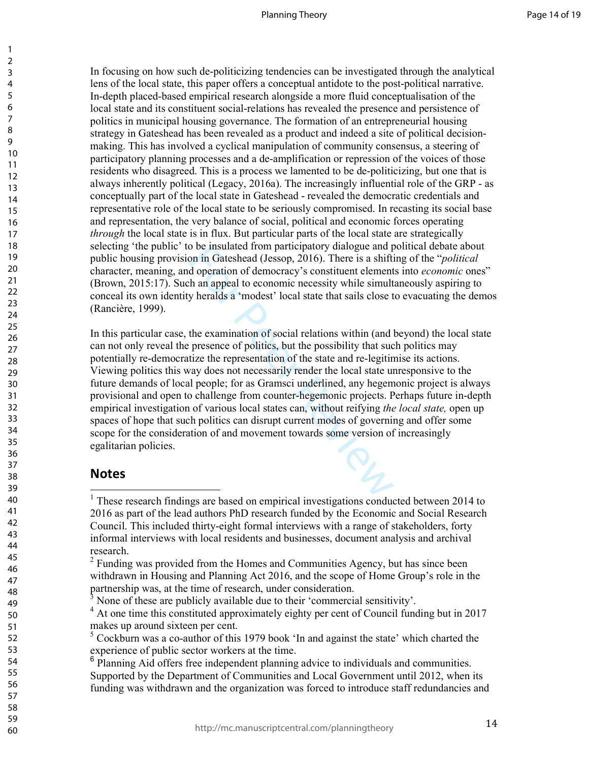In focusing on how such de-politicizing tendencies can be investigated through the analytical lens of the local state, this paper offers a conceptual antidote to the post-political narrative. In-depth placed-based empirical research alongside a more fluid conceptualisation of the local state and its constituent social-relations has revealed the presence and persistence of politics in municipal housing governance. The formation of an entrepreneurial housing strategy in Gateshead has been revealed as a product and indeed a site of political decision-making. This has involved a cyclical manipulation of community consensus, a steering of participatory planning processes and a de-amplification or repression of the voices of those residents who disagreed. This is a process we lamented to be de-politicizing, but one that is always inherently political (Legacy, 2016a). The increasingly influential role of the GRP - as conceptually part of the local state in Gateshead - revealed the democratic credentials and representative role of the local state to be seriously compromised. In recasting its social base and representation, the very balance of social, political and economic forces operating *through* the local state is in flux. But particular parts of the local state are strategically selecting 'the public' to be insulated from participatory dialogue and political debate about public housing provision in Gateshead (Jessop, 2016). There is a shifting of the "*political* character, meaning, and operation of democracy's constituent elements into *economic* ones" (Brown, 2015:17). Such an appeal to economic necessity while simultaneously aspiring to conceal its own identity heralds a 'modest' local state that sails close to evacuating the demos (Rancière, 1999).

In this particular case, the examination of social relations within (and beyond) the local state can not only reveal the presence of politics, but the possibility that such politics may potentially re-democratize the representation of the state and re-legitimise its actions. Viewing politics this way does not necessarily render the local state unresponsive to the future demands of local people; for as Gramsci underlined, any hegemonic project is always provisional and open to challenge from counter-hegemonic projects. Perhaps future in-depth empirical investigation of various local states can, without reifying *the local state,* open up spaces of hope that such politics can disrupt current modes of governing and offer some scope for the consideration of and movement towards some version of increasingly egalitarian policies.

## Notes

[1] These research findings are based on empirical investigations conducted between 2014 to 2016 as part of the lead authors PhD research funded by the Economic and Social Research Council. This included thirty-eight formal interviews with a range of stakeholders, forty informal interviews with local residents and businesses, document analysis and archival research.

[2] Funding was provided from the Homes and Communities Agency, but has since been withdrawn in Housing and Planning Act 2016, and the scope of Home Group's role in the partnership was, at the time of research, under consideration.

[3] None of these are publicly available due to their 'commercial sensitivity'.

[4] At one time this constituted approximately eighty per cent of Council funding but in 2017 makes up around sixteen per cent.

[5] Cockburn was a co-author of this 1979 book 'In and against the state' which charted the experience of public sector workers at the time.

[6] Planning Aid offers free independent planning advice to individuals and communities. Supported by the Department of Communities and Local Government until 2012, when its funding was withdrawn and the organization was forced to introduce staff redundancies and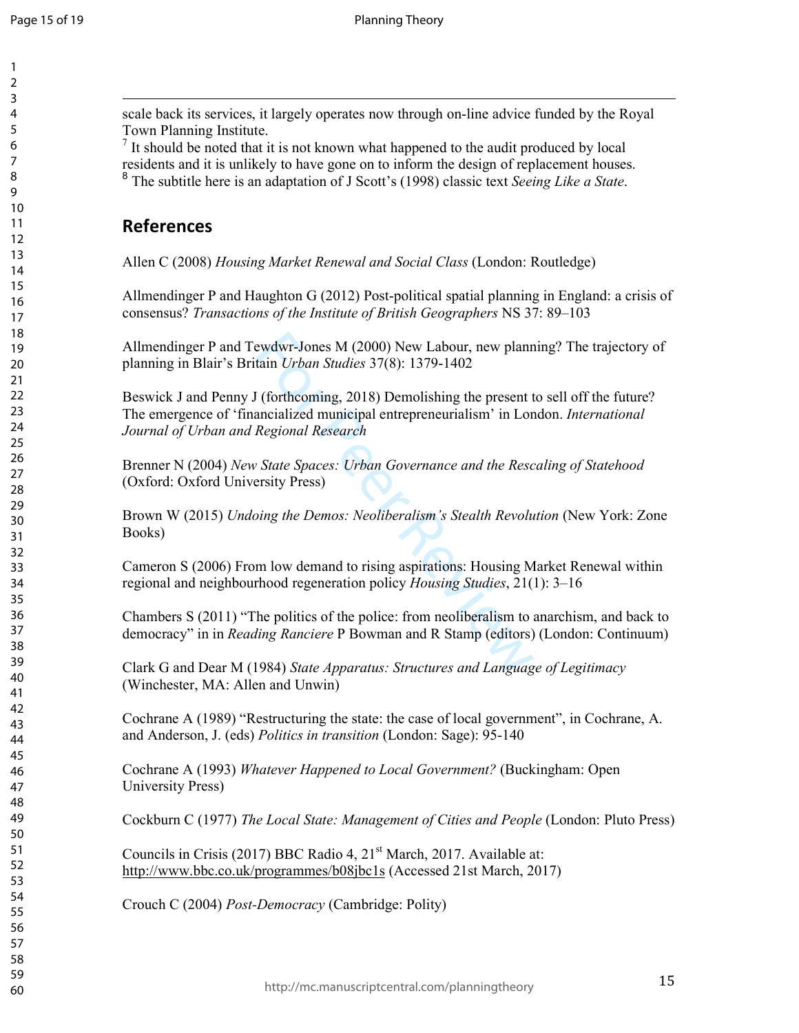scale back its services, it largely operates now through on-line advice funded by the Royal Town Planning Institute.

[7] It should be noted that it is not known what happened to the audit produced by local residents and it is unlikely to have gone on to inform the design of replacement houses.

[8] The subtitle here is an adaptation of J Scott's (1998) classic text *Seeing Like a State*.

## References

Allen C (2008) *Housing Market Renewal and Social Class* (London: Routledge)

Allmendinger P and Haughton G (2012) Post-political spatial planning in England: a crisis of consensus? *Transactions of the Institute of British Geographers* NS 37: 89–103

Allmendinger P and Tewdwr-Jones M (2000) New Labour, new planning? The trajectory of planning in Blair's Britain *Urban Studies* 37(8): 1379-1402

Beswick J and Penny J (forthcoming, 2018) Demolishing the present to sell off the future? The emergence of 'financialized municipal entrepreneurialism' in London. *International Journal of Urban and Regional Research*

Brenner N (2004) *New State Spaces: Urban Governance and the Rescaling of Statehood* (Oxford: Oxford University Press)

Brown W (2015) *Undoing the Demos: Neoliberalism's Stealth Revolution* (New York: Zone Books)

Cameron S (2006) From low demand to rising aspirations: Housing Market Renewal within regional and neighbourhood regeneration policy *Housing Studies*, 21(1): 3–16

Chambers S (2011) "The politics of the police: from neoliberalism to anarchism, and back to democracy" in in *Reading Ranciere* P Bowman and R Stamp (editors) (London: Continuum)

Clark G and Dear M (1984) *State Apparatus: Structures and Language of Legitimacy* (Winchester, MA: Allen and Unwin)

Cochrane A (1989) "Restructuring the state: the case of local government", in Cochrane, A. and Anderson, J. (eds) *Politics in transition* (London: Sage): 95-140

Cochrane A (1993) *Whatever Happened to Local Government?* (Buckingham: Open University Press)

Cockburn C (1977) *The Local State: Management of Cities and People* (London: Pluto Press)

Councils in Crisis (2017) BBC Radio 4, 21st March, 2017. Available at: http://www.bbc.co.uk/programmes/b08jbc1s (Accessed 21st March, 2017)

Crouch C (2004) *Post-Democracy* (Cambridge: Polity)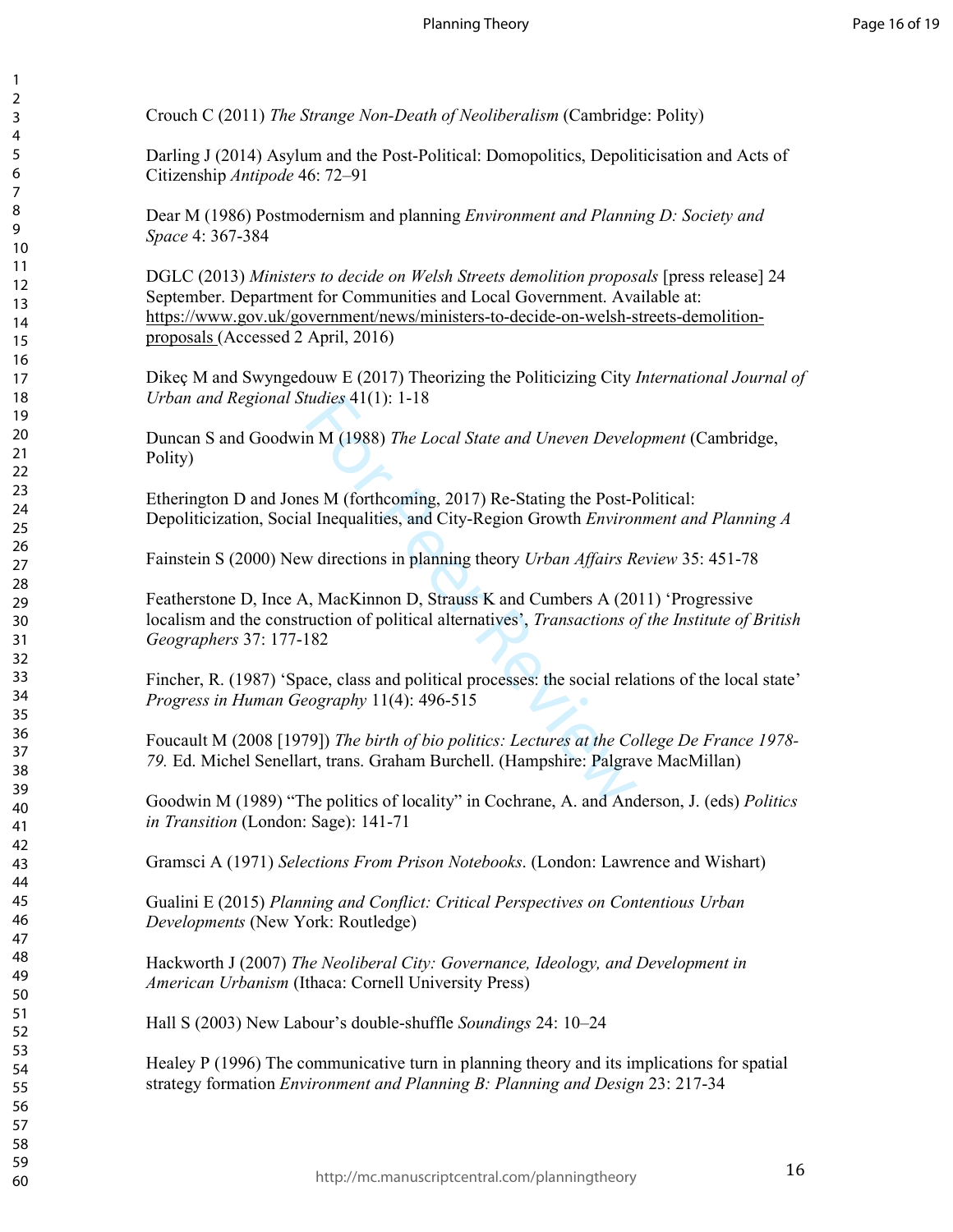Crouch C (2011) *The Strange Non-Death of Neoliberalism* (Cambridge: Polity)

Darling J (2014) Asylum and the Post-Political: Domopolitics, Depoliticisation and Acts of Citizenship *Antipode* 46: 72–91

Dear M (1986) Postmodernism and planning *Environment and Planning D: Society and Space* 4: 367-384

DGLC (2013) *Ministers to decide on Welsh Streets demolition proposals* [press release] 24 September. Department for Communities and Local Government. Available at: https://www.gov.uk/government/news/ministers-to-decide-on-welsh-streets-demolition-proposals (Accessed 2 April, 2016)

Dikeç M and Swyngedouw E (2017) Theorizing the Politicizing City *International Journal of Urban and Regional Studies* 41(1): 1-18

Duncan S and Goodwin M (1988) *The Local State and Uneven Development* (Cambridge, Polity)

Etherington D and Jones M (forthcoming, 2017) Re-Stating the Post-Political: Depoliticization, Social Inequalities, and City-Region Growth *Environment and Planning A*

Fainstein S (2000) New directions in planning theory *Urban Affairs Review* 35: 451-78

Featherstone D, Ince A, MacKinnon D, Strauss K and Cumbers A (2011) 'Progressive localism and the construction of political alternatives', *Transactions of the Institute of British Geographers* 37: 177-182

Fincher, R. (1987) 'Space, class and political processes: the social relations of the local state' *Progress in Human Geography* 11(4): 496-515

Foucault M (2008 [1979]) *The birth of bio politics: Lectures at the College De France 1978-79.* Ed. Michel Senellart, trans. Graham Burchell. (Hampshire: Palgrave MacMillan)

Goodwin M (1989) "The politics of locality" in Cochrane, A. and Anderson, J. (eds) *Politics in Transition* (London: Sage): 141-71

Gramsci A (1971) *Selections From Prison Notebooks*. (London: Lawrence and Wishart)

Gualini E (2015) *Planning and Conflict: Critical Perspectives on Contentious Urban Developments* (New York: Routledge)

Hackworth J (2007) *The Neoliberal City: Governance, Ideology, and Development in American Urbanism* (Ithaca: Cornell University Press)

Hall S (2003) New Labour's double-shuffle *Soundings* 24: 10–24

Healey P (1996) The communicative turn in planning theory and its implications for spatial strategy formation *Environment and Planning B: Planning and Design* 23: 217-34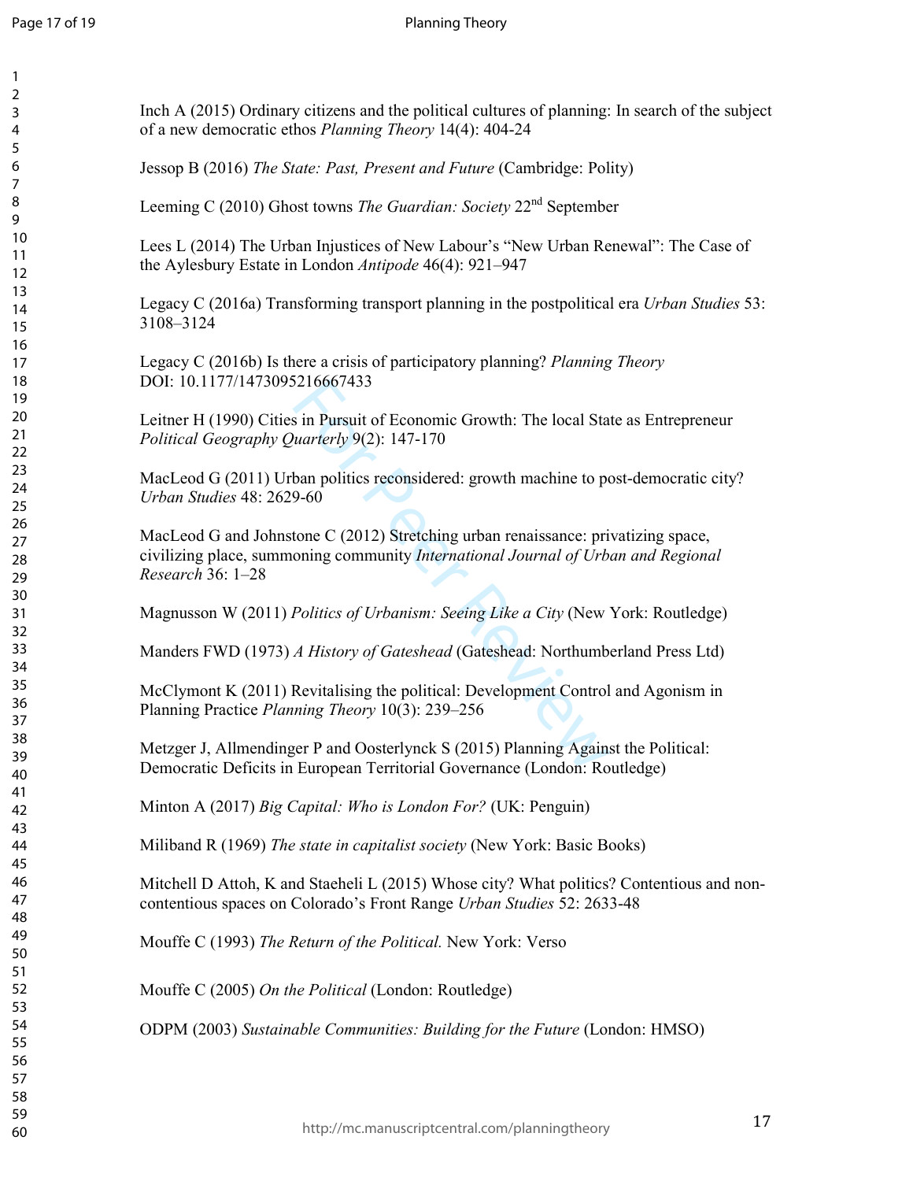Inch A (2015) Ordinary citizens and the political cultures of planning: In search of the subject of a new democratic ethos *Planning Theory* 14(4): 404-24

Jessop B (2016) *The State: Past, Present and Future* (Cambridge: Polity)

Leeming C (2010) Ghost towns *The Guardian: Society* 22nd September

Lees L (2014) The Urban Injustices of New Labour's "New Urban Renewal": The Case of the Aylesbury Estate in London *Antipode* 46(4): 921–947

Legacy C (2016a) Transforming transport planning in the postpolitical era *Urban Studies* 53: 3108–3124

Legacy C (2016b) Is there a crisis of participatory planning? *Planning Theory* DOI: 10.1177/1473095216667433

Leitner H (1990) Cities in Pursuit of Economic Growth: The local State as Entrepreneur *Political Geography Quarterly* 9(2): 147-170

MacLeod G (2011) Urban politics reconsidered: growth machine to post-democratic city? *Urban Studies* 48: 2629-60

MacLeod G and Johnstone C (2012) Stretching urban renaissance: privatizing space, civilizing place, summoning community *International Journal of Urban and Regional Research* 36: 1–28

Magnusson W (2011) *Politics of Urbanism: Seeing Like a City* (New York: Routledge)

Manders FWD (1973) *A History of Gateshead* (Gateshead: Northumberland Press Ltd)

McClymont K (2011) Revitalising the political: Development Control and Agonism in Planning Practice *Planning Theory* 10(3): 239–256

Metzger J, Allmendinger P and Oosterlynck S (2015) Planning Against the Political: Democratic Deficits in European Territorial Governance (London: Routledge)

Minton A (2017) *Big Capital: Who is London For?* (UK: Penguin)

Miliband R (1969) *The state in capitalist society* (New York: Basic Books)

Mitchell D Attoh, K and Staeheli L (2015) Whose city? What politics? Contentious and non-contentious spaces on Colorado's Front Range *Urban Studies* 52: 2633-48

Mouffe C (1993) *The Return of the Political.* New York: Verso

Mouffe C (2005) *On the Political* (London: Routledge)

ODPM (2003) *Sustainable Communities: Building for the Future* (London: HMSO)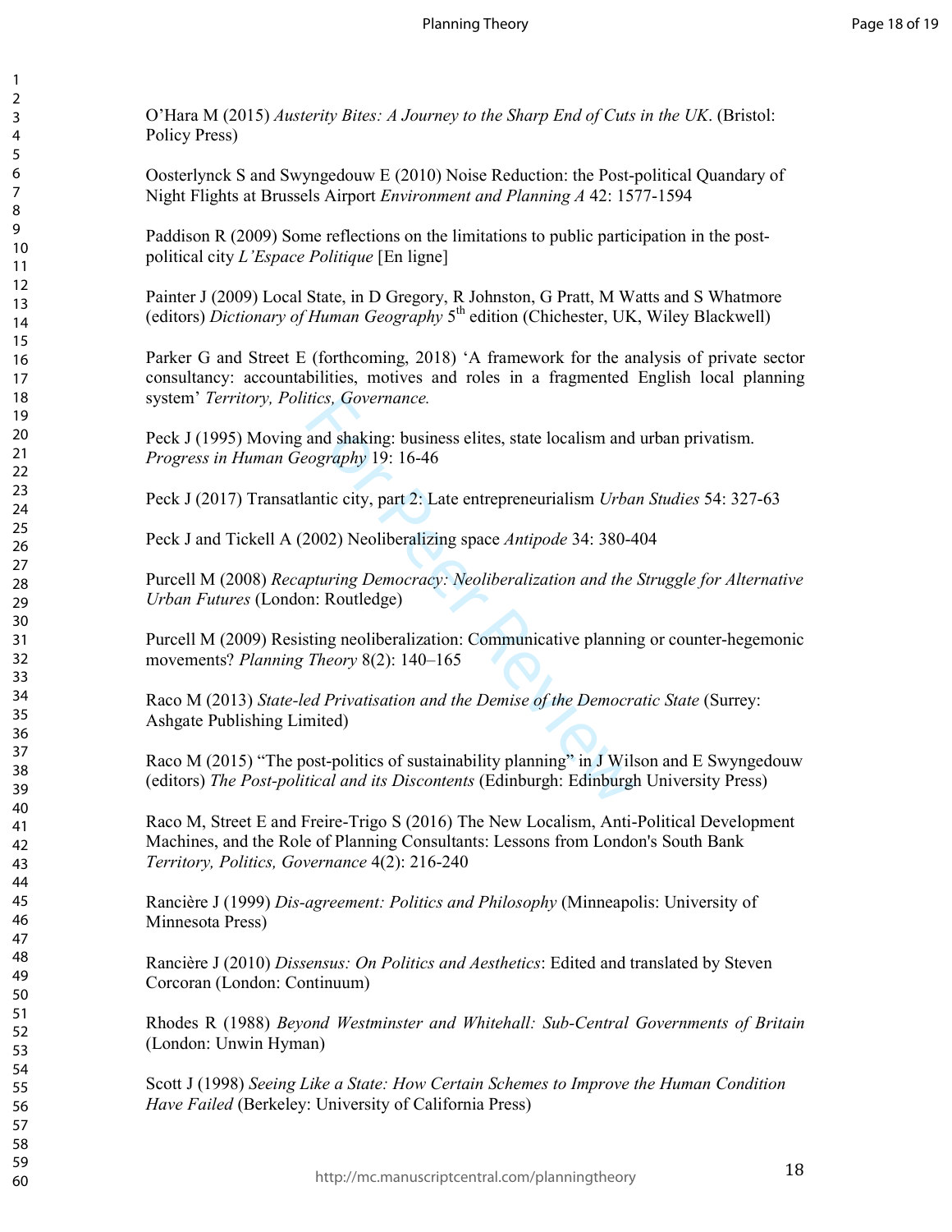O'Hara M (2015) *Austerity Bites: A Journey to the Sharp End of Cuts in the UK*. (Bristol: Policy Press)

Oosterlynck S and Swyngedouw E (2010) Noise Reduction: the Post-political Quandary of Night Flights at Brussels Airport *Environment and Planning A* 42: 1577-1594

Paddison R (2009) Some reflections on the limitations to public participation in the post-political city *L'Espace Politique* [En ligne]

Painter J (2009) Local State, in D Gregory, R Johnston, G Pratt, M Watts and S Whatmore (editors) *Dictionary of Human Geography* 5th edition (Chichester, UK, Wiley Blackwell)

Parker G and Street E (forthcoming, 2018) 'A framework for the analysis of private sector consultancy: accountabilities, motives and roles in a fragmented English local planning system' *Territory, Politics, Governance.*

Peck J (1995) Moving and shaking: business elites, state localism and urban privatism. *Progress in Human Geography* 19: 16-46

Peck J (2017) Transatlantic city, part 2: Late entrepreneurialism *Urban Studies* 54: 327-63

Peck J and Tickell A (2002) Neoliberalizing space *Antipode* 34: 380-404

Purcell M (2008) *Recapturing Democracy: Neoliberalization and the Struggle for Alternative Urban Futures* (London: Routledge)

Purcell M (2009) Resisting neoliberalization: Communicative planning or counter-hegemonic movements? *Planning Theory* 8(2): 140–165

Raco M (2013) *State-led Privatisation and the Demise of the Democratic State* (Surrey: Ashgate Publishing Limited)

Raco M (2015) "The post-politics of sustainability planning" in J Wilson and E Swyngedouw (editors) *The Post-political and its Discontents* (Edinburgh: Edinburgh University Press)

Raco M, Street E and Freire-Trigo S (2016) The New Localism, Anti-Political Development Machines, and the Role of Planning Consultants: Lessons from London's South Bank *Territory, Politics, Governance* 4(2): 216-240

Rancière J (1999) *Dis-agreement: Politics and Philosophy* (Minneapolis: University of Minnesota Press)

Rancière J (2010) *Dissensus: On Politics and Aesthetics*: Edited and translated by Steven Corcoran (London: Continuum)

Rhodes R (1988) *Beyond Westminster and Whitehall: Sub-Central Governments of Britain* (London: Unwin Hyman)

Scott J (1998) *Seeing Like a State: How Certain Schemes to Improve the Human Condition Have Failed* (Berkeley: University of California Press)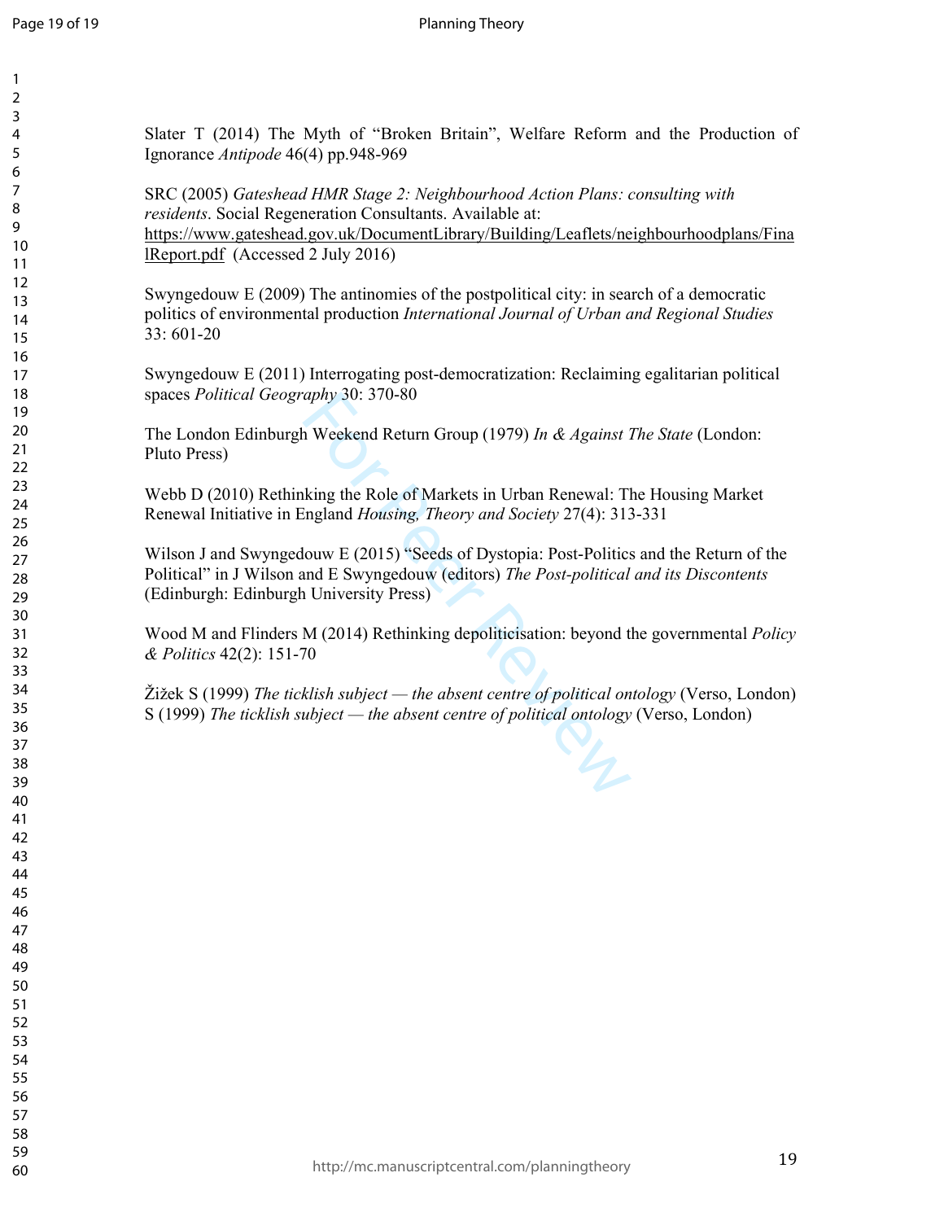Slater T (2014) The Myth of "Broken Britain", Welfare Reform and the Production of Ignorance *Antipode* 46(4) pp.948-969

SRC (2005) *Gateshead HMR Stage 2: Neighbourhood Action Plans: consulting with residents*. Social Regeneration Consultants. Available at: https://www.gateshead.gov.uk/DocumentLibrary/Building/Leaflets/neighbourhoodplans/FinalReport.pdf (Accessed 2 July 2016)

Swyngedouw E (2009) The antinomies of the postpolitical city: in search of a democratic politics of environmental production *International Journal of Urban and Regional Studies* 33: 601-20

Swyngedouw E (2011) Interrogating post-democratization: Reclaiming egalitarian political spaces *Political Geography* 30: 370-80

The London Edinburgh Weekend Return Group (1979) *In & Against The State* (London: Pluto Press)

Webb D (2010) Rethinking the Role of Markets in Urban Renewal: The Housing Market Renewal Initiative in England *Housing, Theory and Society* 27(4): 313-331

Wilson J and Swyngedouw E (2015) "Seeds of Dystopia: Post-Politics and the Return of the Political" in J Wilson and E Swyngedouw (editors) *The Post-political and its Discontents* (Edinburgh: Edinburgh University Press)

Wood M and Flinders M (2014) Rethinking depoliticisation: beyond the governmental *Policy & Politics* 42(2): 151-70

Žižek S (1999) *The ticklish subject — the absent centre of political ontology* (Verso, London) S (1999) *The ticklish subject — the absent centre of political ontology* (Verso, London)